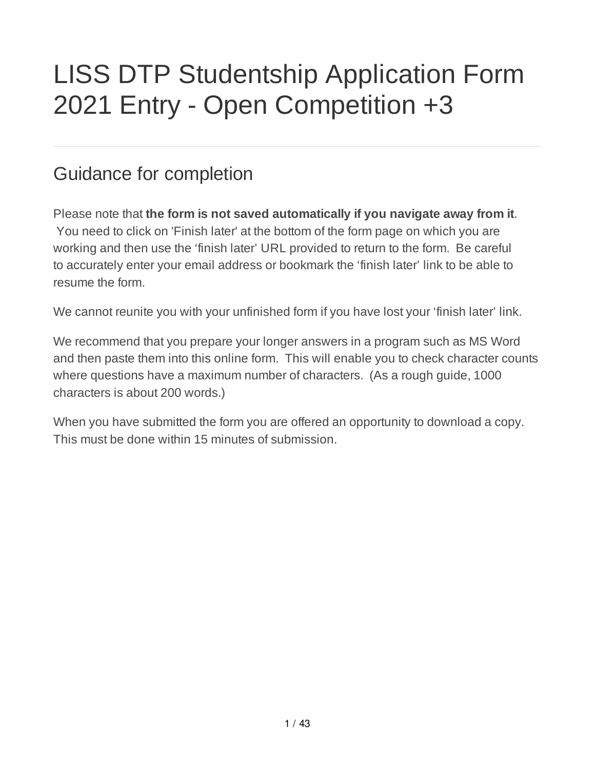# LISS DTP Studentship Application Form 2021 Entry - Open Competition +3

---

## Guidance for completion

Please note that **the form is not saved automatically if you navigate away from it**. You need to click on 'Finish later' at the bottom of the form page on which you are working and then use the 'finish later' URL provided to return to the form. Be careful to accurately enter your email address or bookmark the 'finish later' link to be able to resume the form.

We cannot reunite you with your unfinished form if you have lost your 'finish later' link.

We recommend that you prepare your longer answers in a program such as MS Word and then paste them into this online form. This will enable you to check character counts where questions have a maximum number of characters. (As a rough guide, 1000 characters is about 200 words.)

When you have submitted the form you are offered an opportunity to download a copy. This must be done within 15 minutes of submission.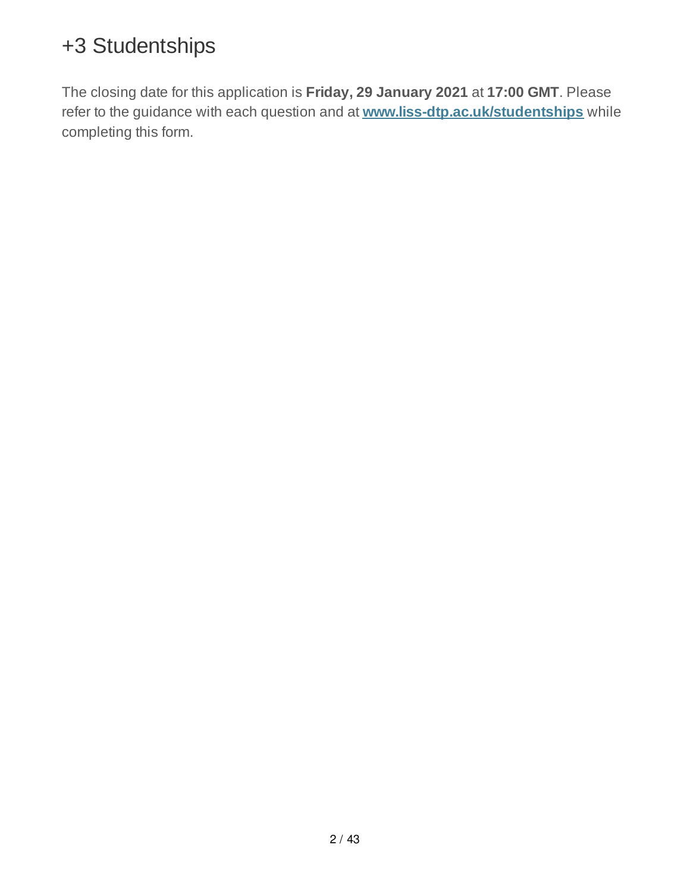# +3 Studentships

The closing date for this application is **Friday, 29 January 2021** at **17:00 GMT**. Please refer to the guidance with each question and at **www.liss-dtp.ac.uk/studentships** while completing this form.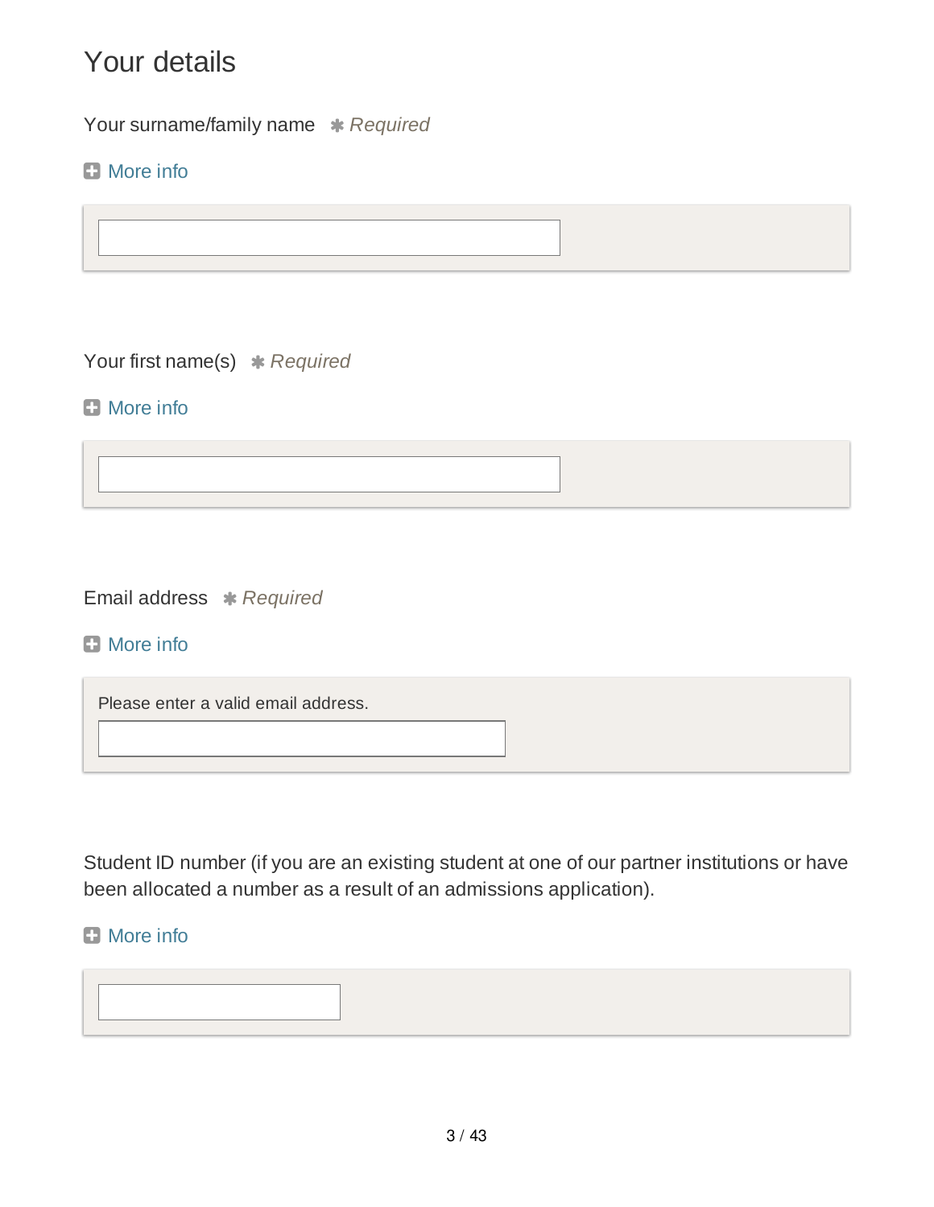# Your details

Your surname/family name ✱ *Required*

More info

Your first name(s) ✱ *Required*

More info

Email address ✱ *Required*

More info

Please enter a valid email address.

Student ID number (if you are an existing student at one of our partner institutions or have been allocated a number as a result of an admissions application).

More info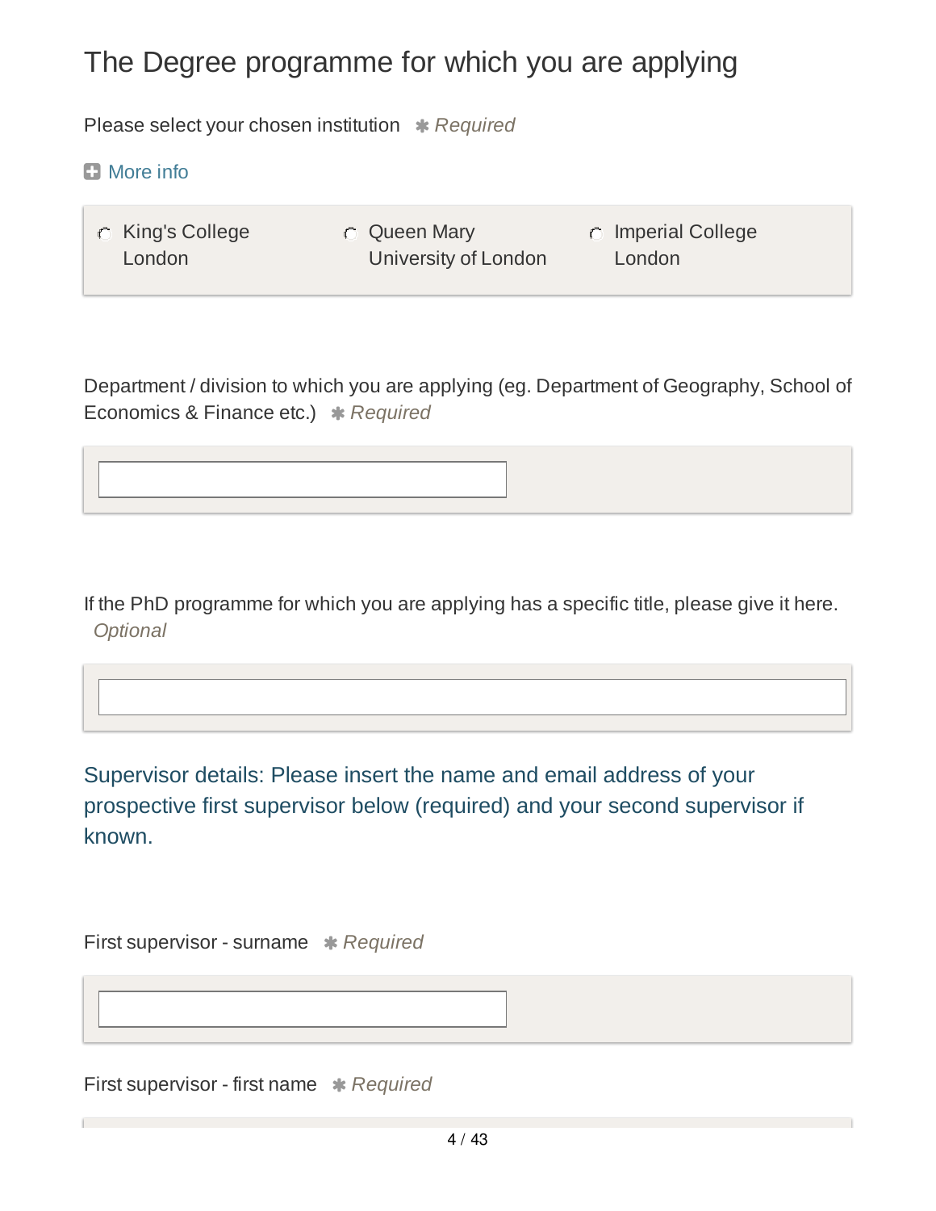# The Degree programme for which you are applying

Please select your chosen institution ✱ *Required*

More info

- King's College London
- Queen Mary University of London
- Imperial College London

Department / division to which you are applying (eg. Department of Geography, School of Economics & Finance etc.) ✱ *Required*

If the PhD programme for which you are applying has a specific title, please give it here. *Optional*

Supervisor details: Please insert the name and email address of your prospective first supervisor below (required) and your second supervisor if known.

First supervisor - surname ✱ *Required*

First supervisor - first name ✱ *Required*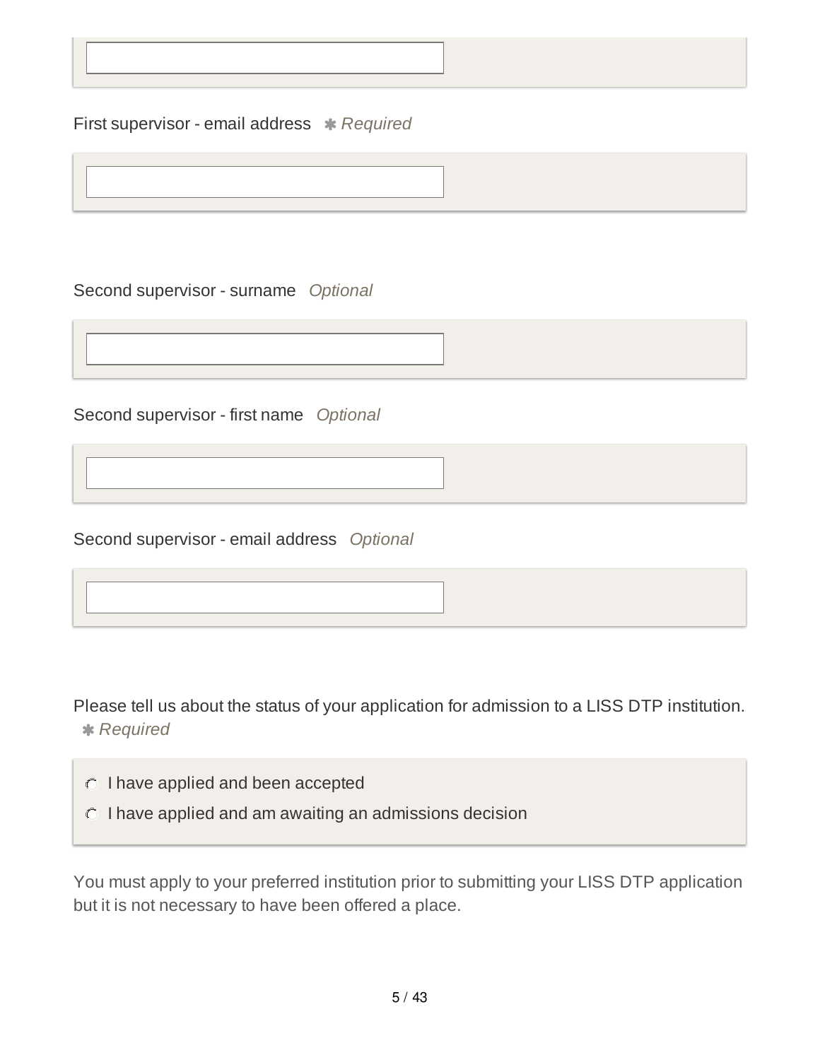First supervisor - email address ✱ *Required*

Second supervisor - surname *Optional*

Second supervisor - first name *Optional*

Second supervisor - email address *Optional*

Please tell us about the status of your application for admission to a LISS DTP institution. ✱ *Required*

- ○ I have applied and been accepted
- ○ I have applied and am awaiting an admissions decision

You must apply to your preferred institution prior to submitting your LISS DTP application but it is not necessary to have been offered a place.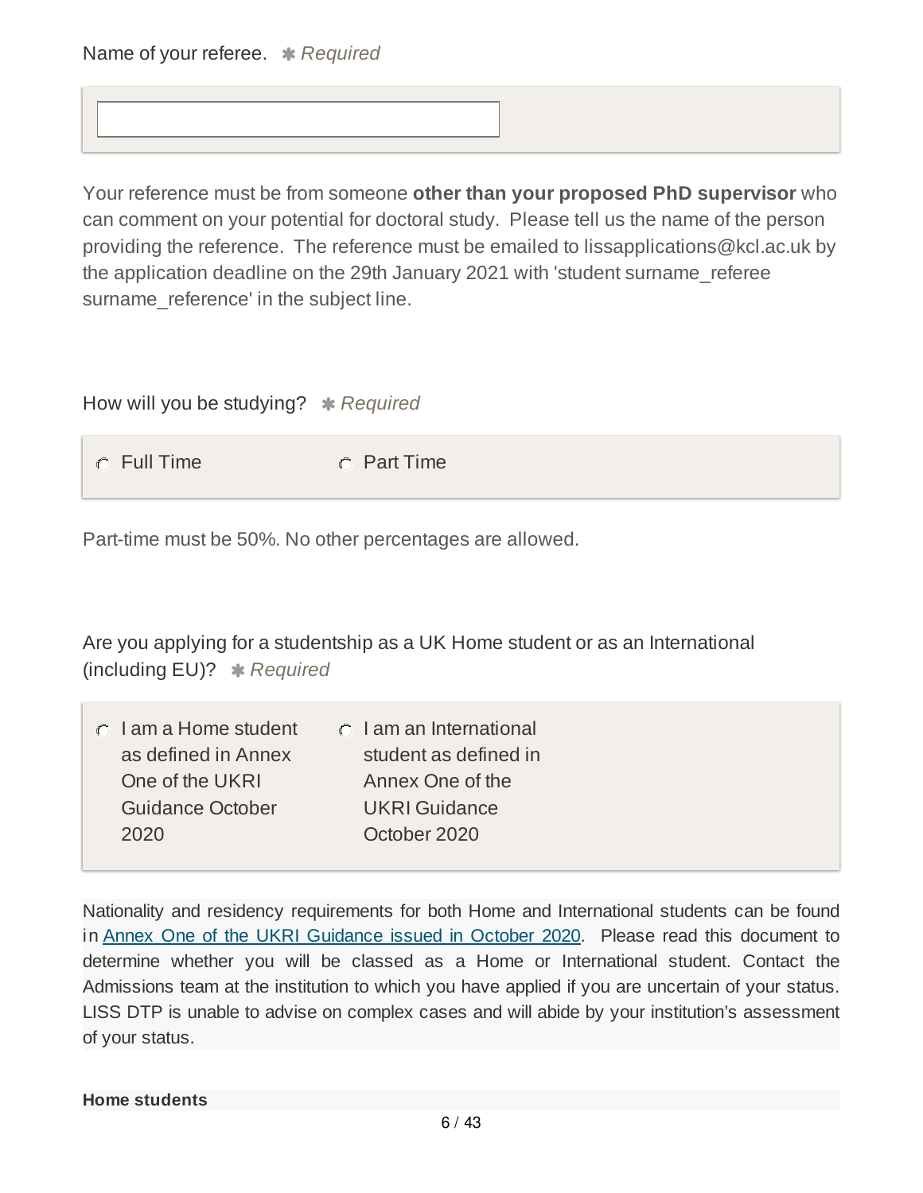Name of your referee. ✱ *Required*

Your reference must be from someone **other than your proposed PhD supervisor** who can comment on your potential for doctoral study. Please tell us the name of the person providing the reference. The reference must be emailed to lissapplications@kcl.ac.uk by the application deadline on the 29th January 2021 with 'student surname_referee surname_reference' in the subject line.

How will you be studying? ✱ *Required*

- Full Time
- Part Time

Part-time must be 50%. No other percentages are allowed.

Are you applying for a studentship as a UK Home student or as an International (including EU)? ✱ *Required*

- I am a Home student as defined in Annex One of the UKRI Guidance October 2020
- I am an International student as defined in Annex One of the UKRI Guidance October 2020

Nationality and residency requirements for both Home and International students can be found in [Annex One of the UKRI Guidance issued in October 2020](). Please read this document to determine whether you will be classed as a Home or International student. Contact the Admissions team at the institution to which you have applied if you are uncertain of your status. LISS DTP is unable to advise on complex cases and will abide by your institution's assessment of your status.

**Home students**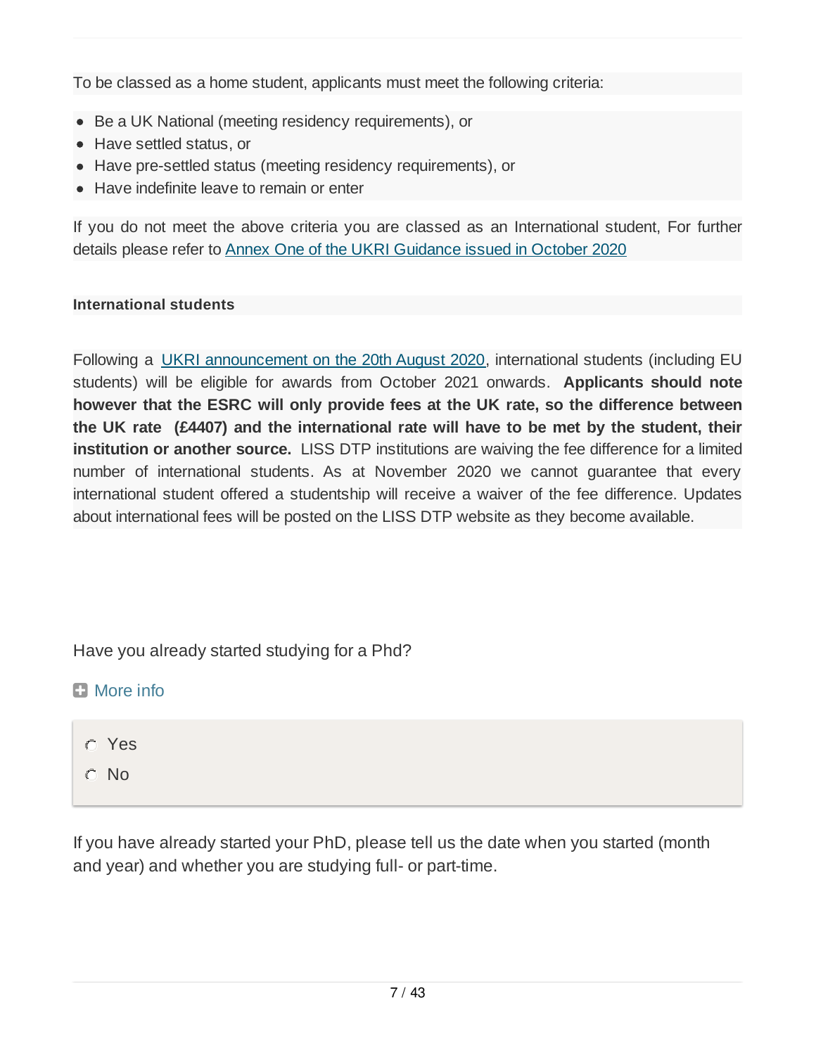To be classed as a home student, applicants must meet the following criteria:

- Be a UK National (meeting residency requirements), or
- Have settled status, or
- Have pre-settled status (meeting residency requirements), or
- Have indefinite leave to remain or enter

If you do not meet the above criteria you are classed as an International student, For further details please refer to [Annex One of the UKRI Guidance issued in October 2020]

**International students**

Following a [UKRI announcement on the 20th August 2020], international students (including EU students) will be eligible for awards from October 2021 onwards. **Applicants should note however that the ESRC will only provide fees at the UK rate, so the difference between the UK rate (£4407) and the international rate will have to be met by the student, their institution or another source.** LISS DTP institutions are waiving the fee difference for a limited number of international students. As at November 2020 we cannot guarantee that every international student offered a studentship will receive a waiver of the fee difference. Updates about international fees will be posted on the LISS DTP website as they become available.

Have you already started studying for a Phd?

More info

- ○ Yes
- ○ No

If you have already started your PhD, please tell us the date when you started (month and year) and whether you are studying full- or part-time.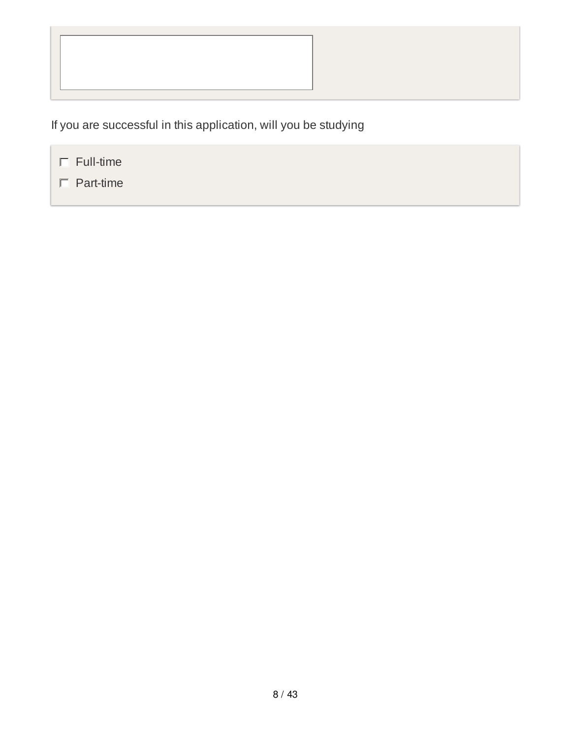If you are successful in this application, will you be studying

- ☐ Full-time
- ☐ Part-time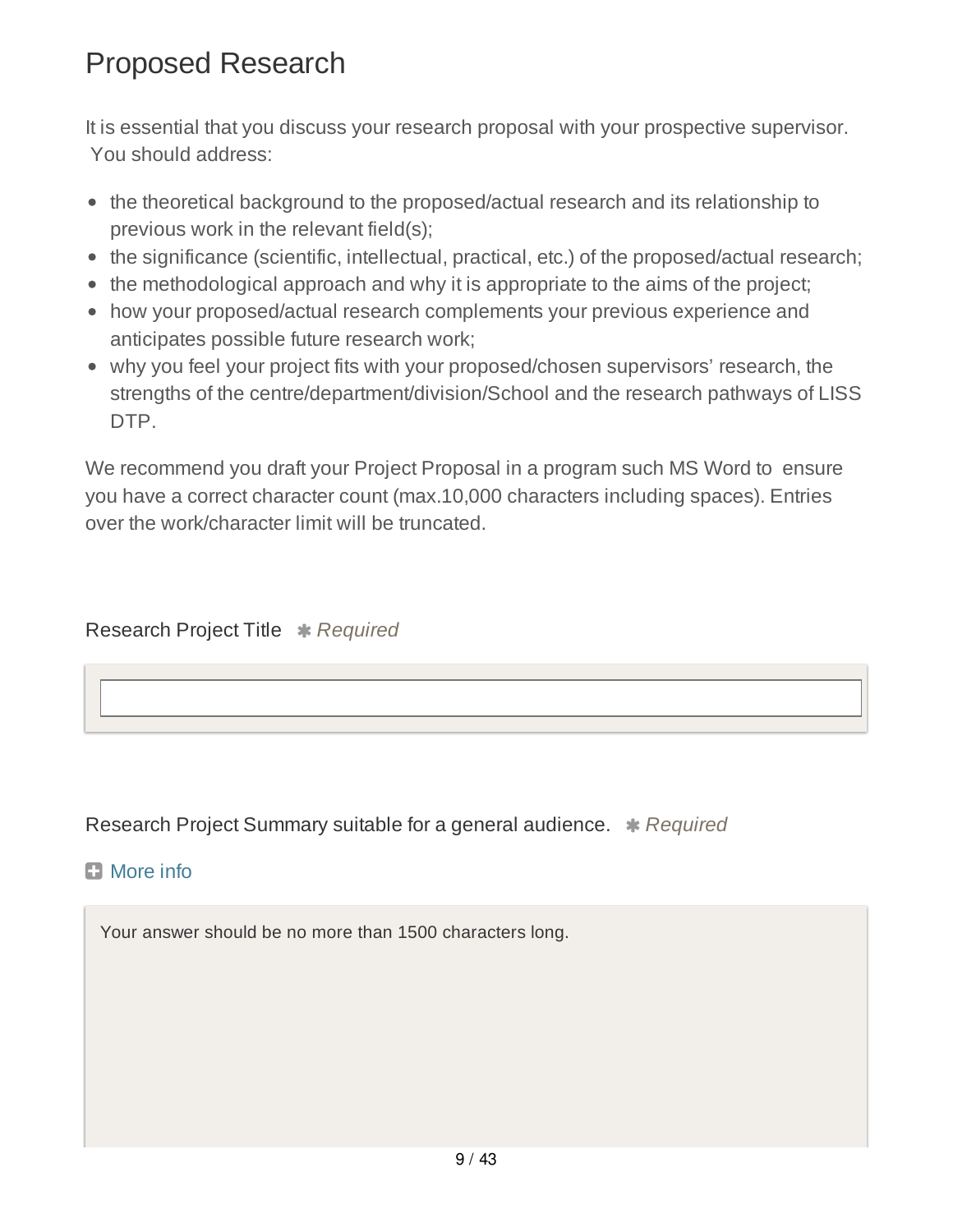# Proposed Research

It is essential that you discuss your research proposal with your prospective supervisor. You should address:

- the theoretical background to the proposed/actual research and its relationship to previous work in the relevant field(s);
- the significance (scientific, intellectual, practical, etc.) of the proposed/actual research;
- the methodological approach and why it is appropriate to the aims of the project;
- how your proposed/actual research complements your previous experience and anticipates possible future research work;
- why you feel your project fits with your proposed/chosen supervisors' research, the strengths of the centre/department/division/School and the research pathways of LISS DTP.

We recommend you draft your Project Proposal in a program such MS Word to ensure you have a correct character count (max.10,000 characters including spaces). Entries over the work/character limit will be truncated.

Research Project Title ✱ *Required*

Research Project Summary suitable for a general audience. ✱ *Required*

More info

Your answer should be no more than 1500 characters long.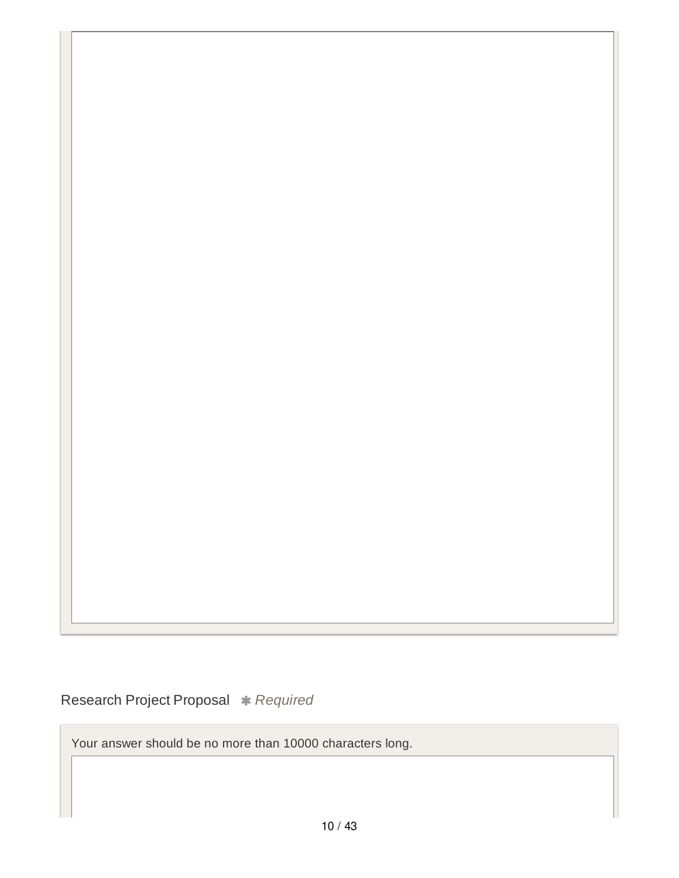Research Project Proposal ✱ *Required*

Your answer should be no more than 10000 characters long.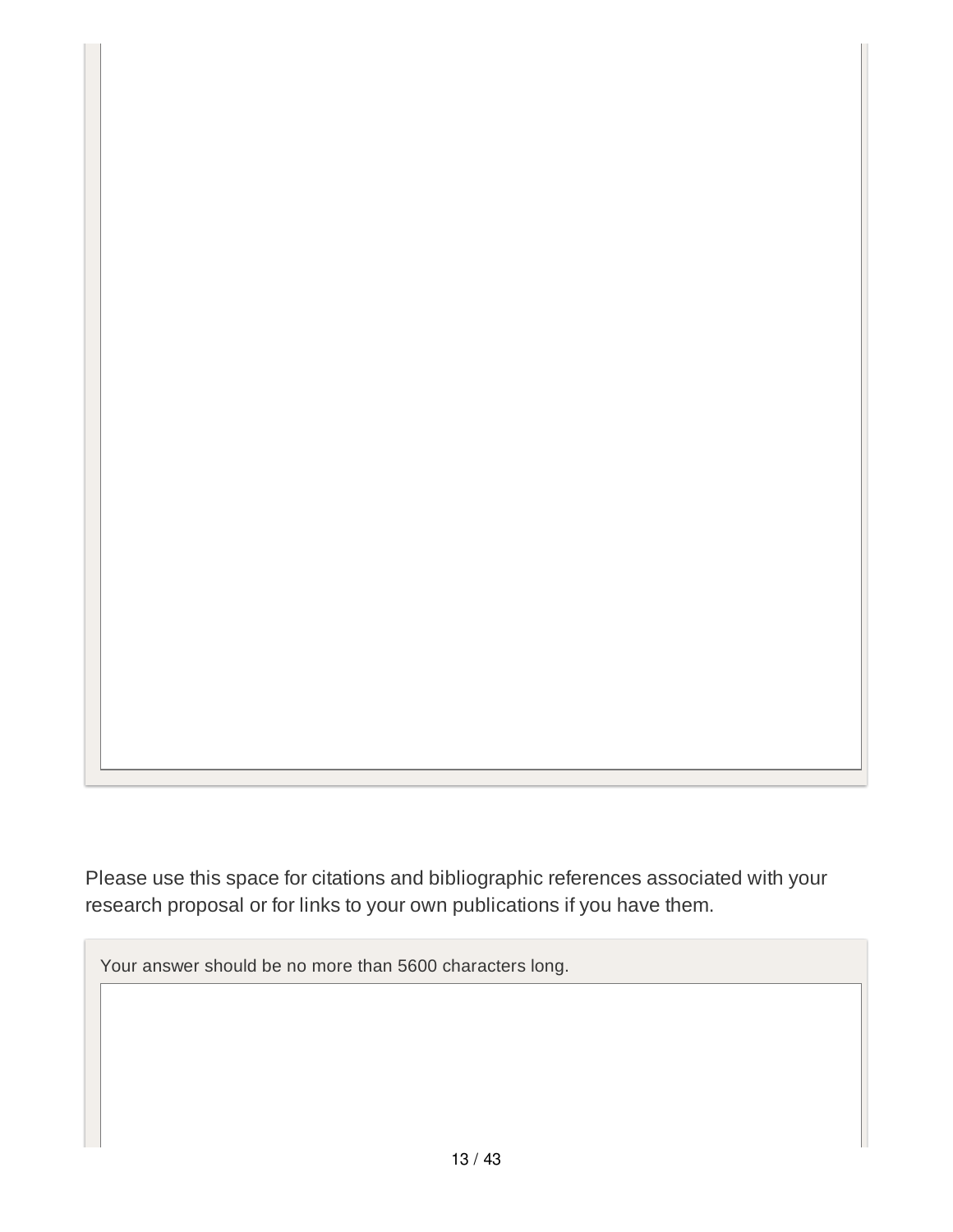Please use this space for citations and bibliographic references associated with your research proposal or for links to your own publications if you have them.

Your answer should be no more than 5600 characters long.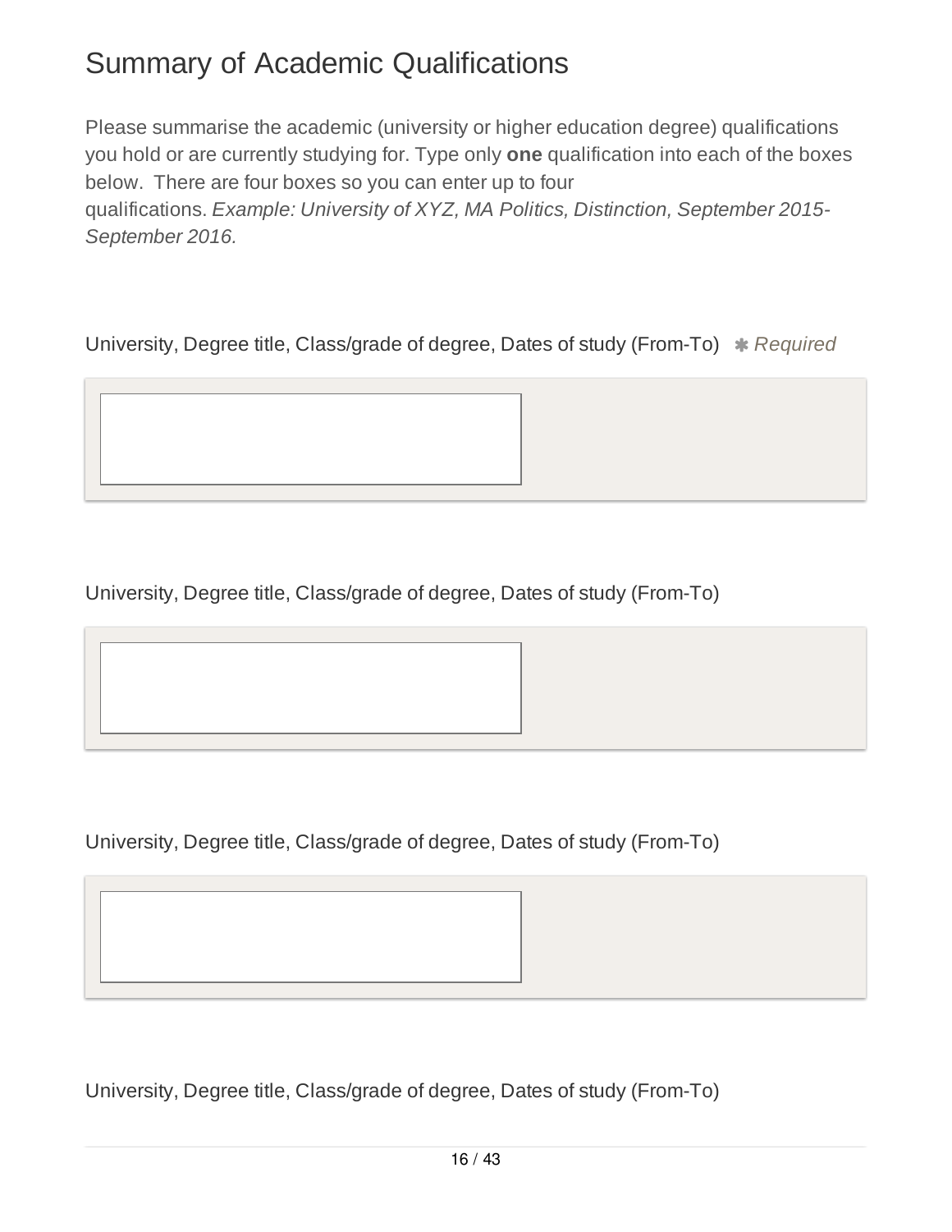# Summary of Academic Qualifications

Please summarise the academic (university or higher education degree) qualifications you hold or are currently studying for. Type only **one** qualification into each of the boxes below. There are four boxes so you can enter up to four qualifications. *Example: University of XYZ, MA Politics, Distinction, September 2015-September 2016.*

University, Degree title, Class/grade of degree, Dates of study (From-To) ✱ *Required*

University, Degree title, Class/grade of degree, Dates of study (From-To)

University, Degree title, Class/grade of degree, Dates of study (From-To)

University, Degree title, Class/grade of degree, Dates of study (From-To)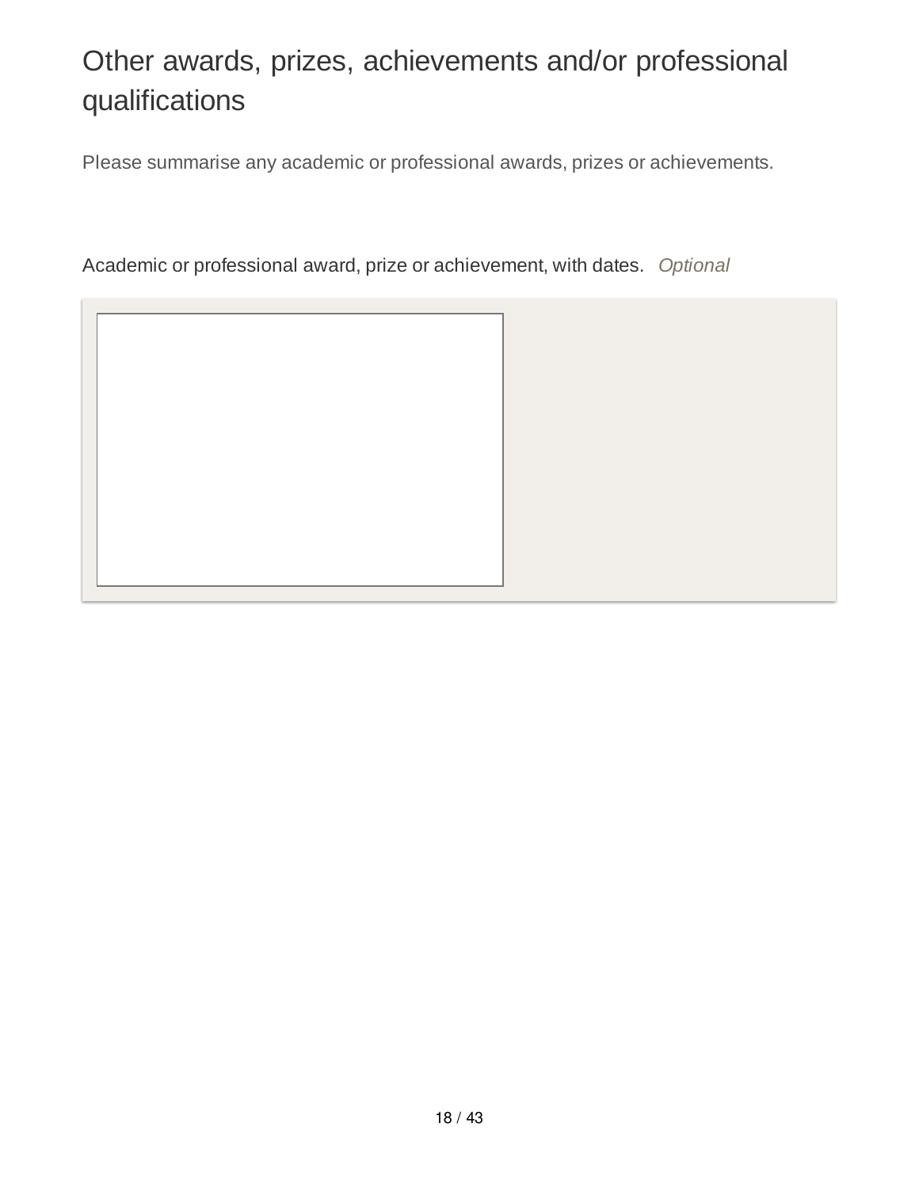# Other awards, prizes, achievements and/or professional qualifications

Please summarise any academic or professional awards, prizes or achievements.

Academic or professional award, prize or achievement, with dates. *Optional*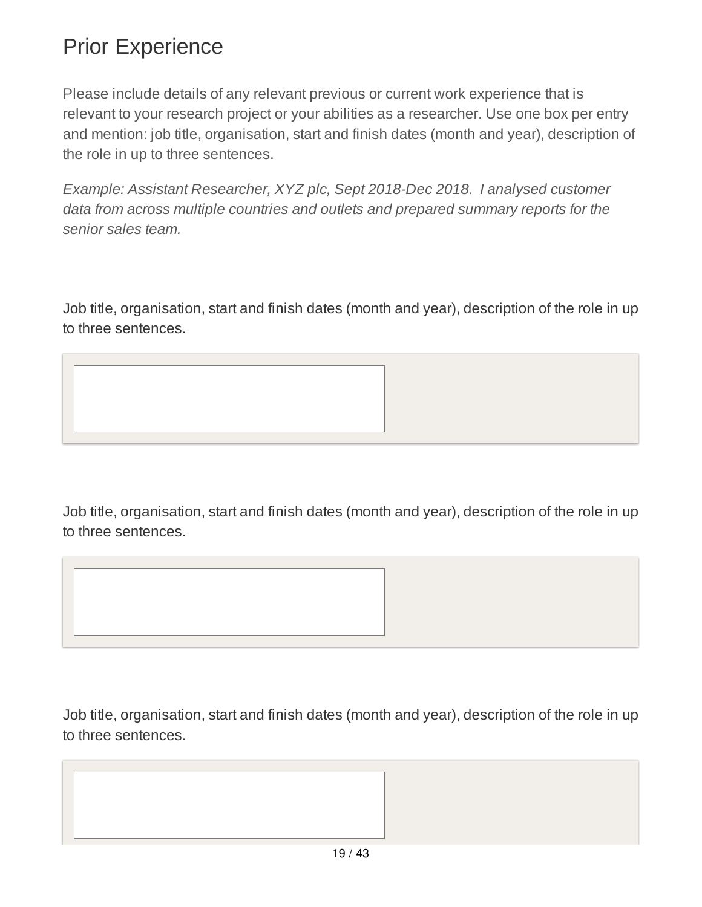# Prior Experience

Please include details of any relevant previous or current work experience that is relevant to your research project or your abilities as a researcher. Use one box per entry and mention: job title, organisation, start and finish dates (month and year), description of the role in up to three sentences.

*Example: Assistant Researcher, XYZ plc, Sept 2018-Dec 2018. I analysed customer data from across multiple countries and outlets and prepared summary reports for the senior sales team.*

Job title, organisation, start and finish dates (month and year), description of the role in up to three sentences.

Job title, organisation, start and finish dates (month and year), description of the role in up to three sentences.

Job title, organisation, start and finish dates (month and year), description of the role in up to three sentences.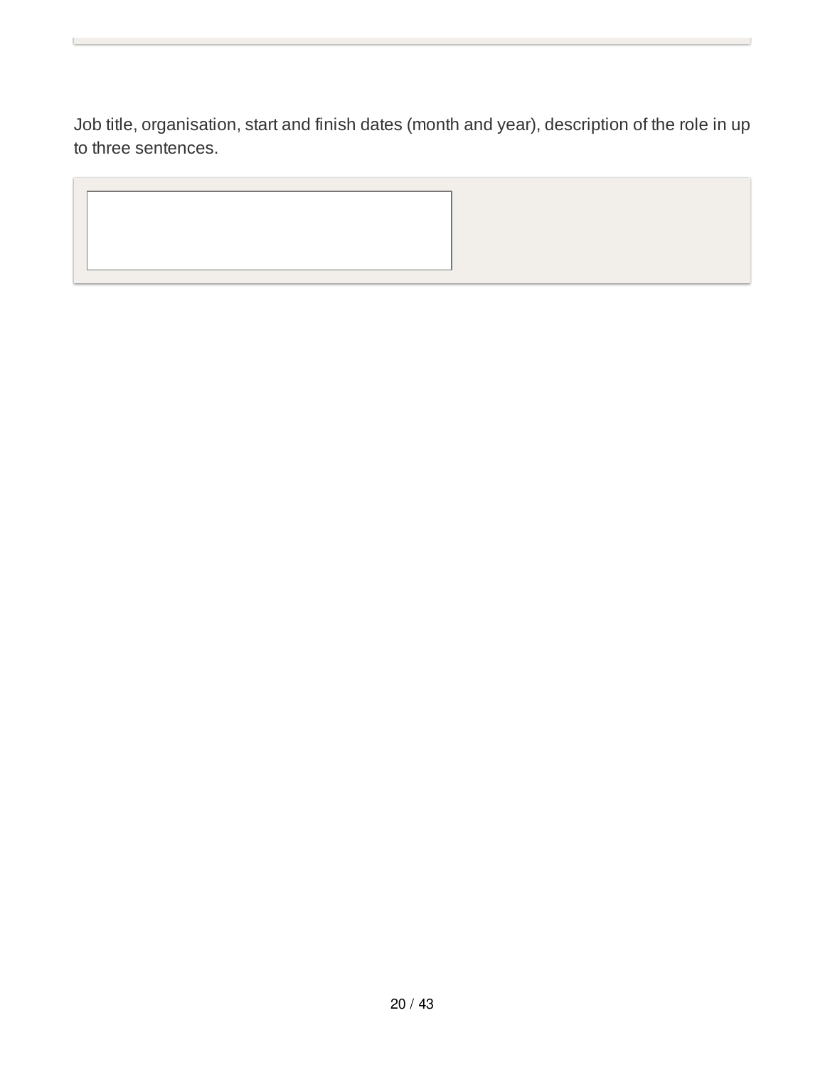Job title, organisation, start and finish dates (month and year), description of the role in up to three sentences.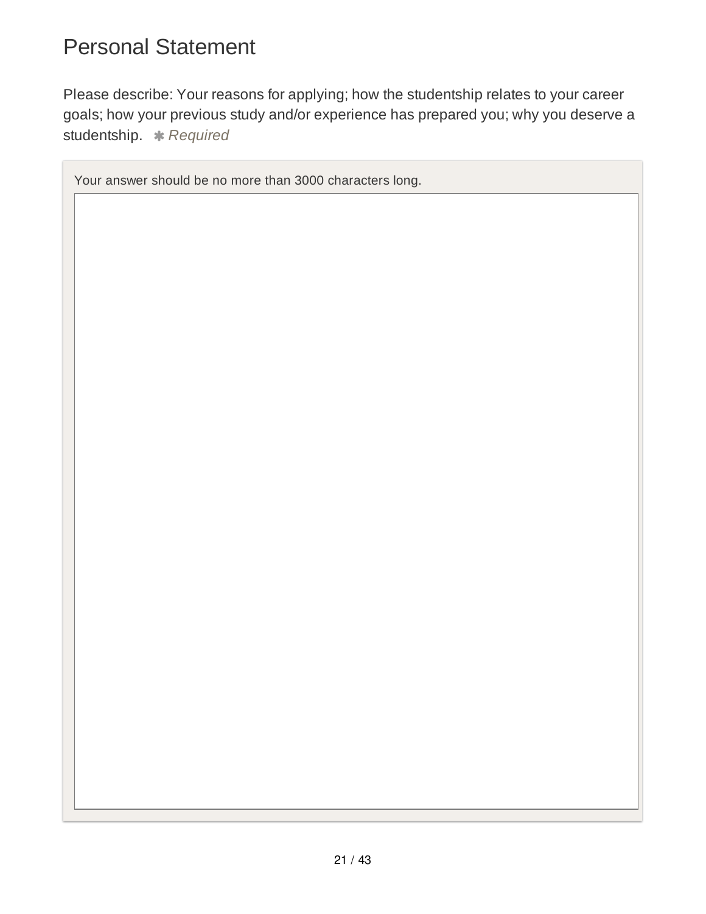# Personal Statement

Please describe: Your reasons for applying; how the studentship relates to your career goals; how your previous study and/or experience has prepared you; why you deserve a studentship. ✱ *Required*

Your answer should be no more than 3000 characters long.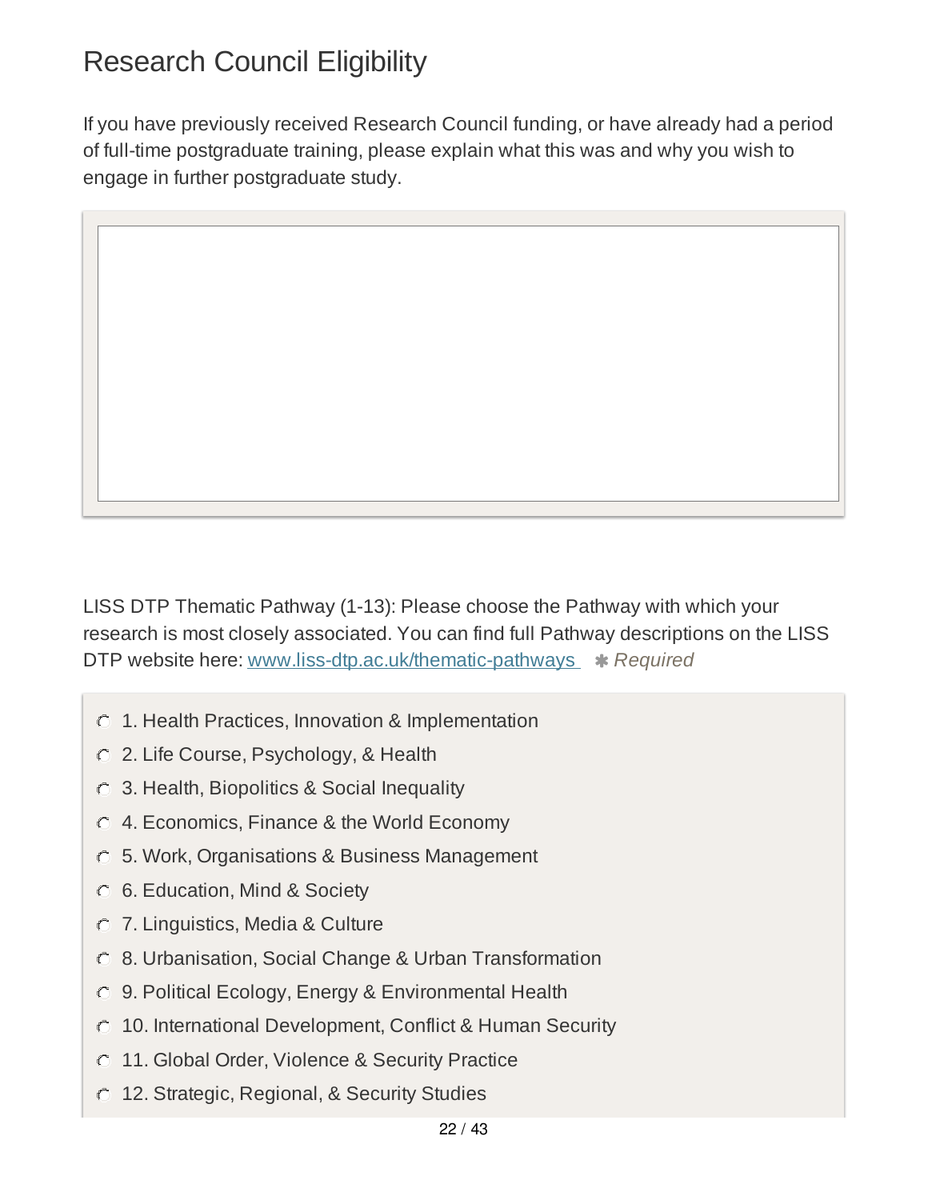# Research Council Eligibility

If you have previously received Research Council funding, or have already had a period of full-time postgraduate training, please explain what this was and why you wish to engage in further postgraduate study.

LISS DTP Thematic Pathway (1-13): Please choose the Pathway with which your research is most closely associated. You can find full Pathway descriptions on the LISS DTP website here: [www.liss-dtp.ac.uk/thematic-pathways](www.liss-dtp.ac.uk/thematic-pathways) ✱ *Required*

- 1. Health Practices, Innovation & Implementation
- 2. Life Course, Psychology, & Health
- 3. Health, Biopolitics & Social Inequality
- 4. Economics, Finance & the World Economy
- 5. Work, Organisations & Business Management
- 6. Education, Mind & Society
- 7. Linguistics, Media & Culture
- 8. Urbanisation, Social Change & Urban Transformation
- 9. Political Ecology, Energy & Environmental Health
- 10. International Development, Conflict & Human Security
- 11. Global Order, Violence & Security Practice
- 12. Strategic, Regional, & Security Studies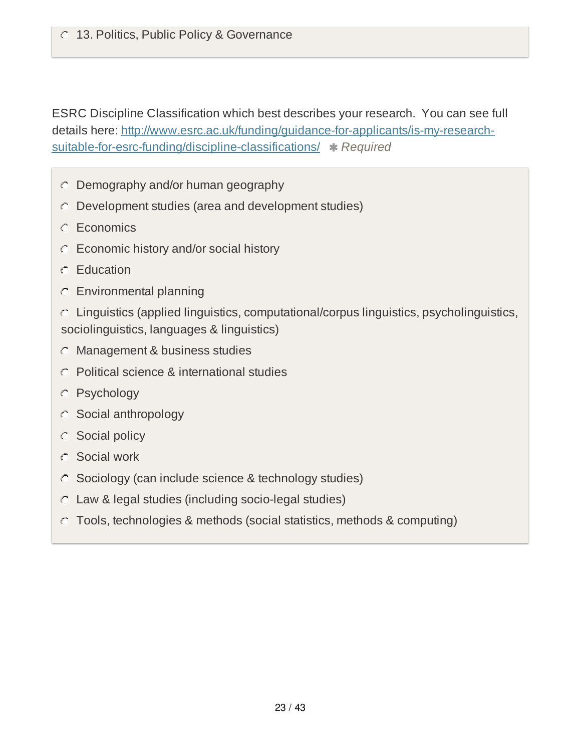- 13. Politics, Public Policy & Governance

ESRC Discipline Classification which best describes your research. You can see full details here: [http://www.esrc.ac.uk/funding/guidance-for-applicants/is-my-research-suitable-for-esrc-funding/discipline-classifications/](http://www.esrc.ac.uk/funding/guidance-for-applicants/is-my-research-suitable-for-esrc-funding/discipline-classifications/) ✱ *Required*

- Demography and/or human geography
- Development studies (area and development studies)
- Economics
- Economic history and/or social history
- Education
- Environmental planning
- Linguistics (applied linguistics, computational/corpus linguistics, psycholinguistics, sociolinguistics, languages & linguistics)
- Management & business studies
- Political science & international studies
- Psychology
- Social anthropology
- Social policy
- Social work
- Sociology (can include science & technology studies)
- Law & legal studies (including socio-legal studies)
- Tools, technologies & methods (social statistics, methods & computing)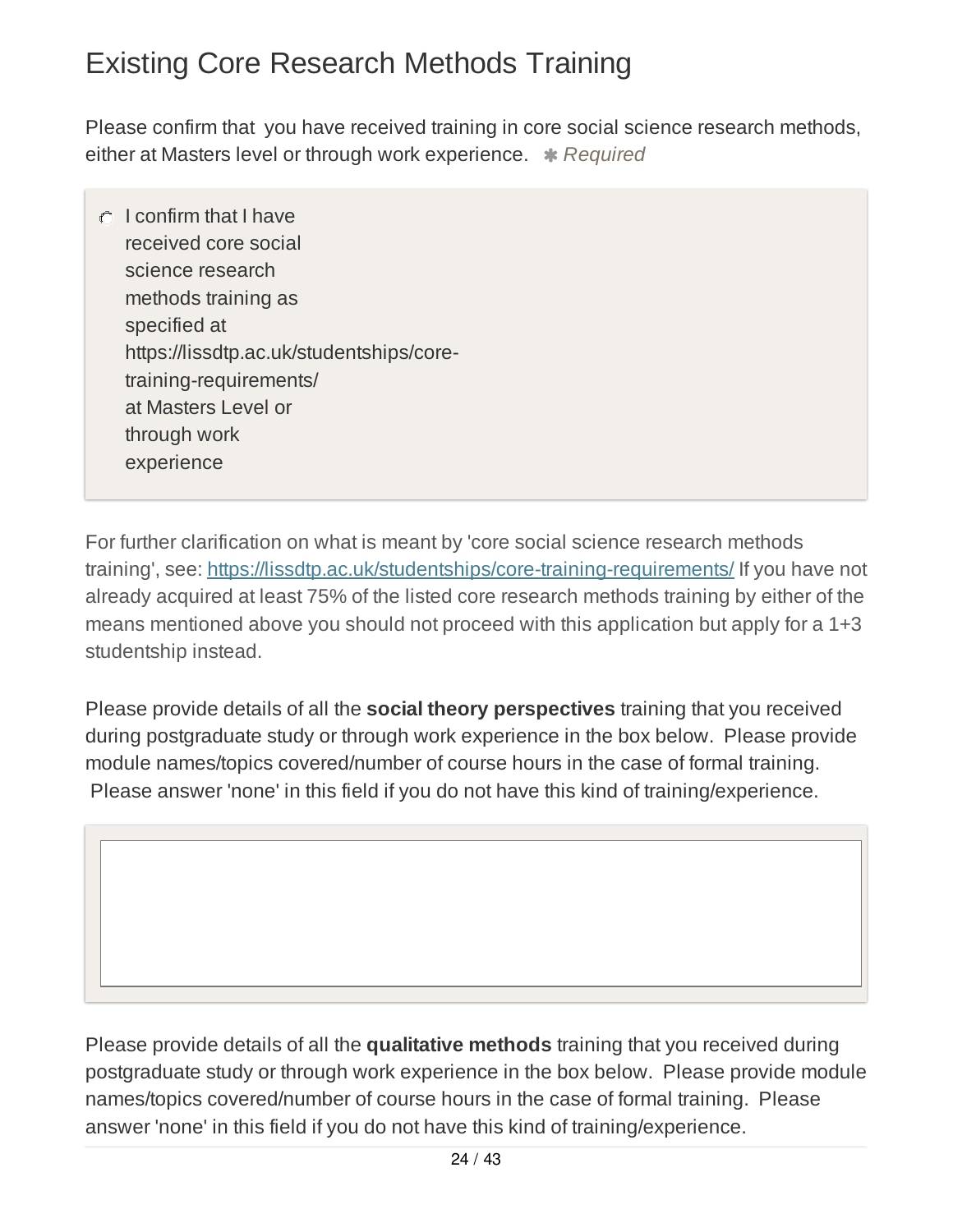# Existing Core Research Methods Training

Please confirm that you have received training in core social science research methods, either at Masters level or through work experience. ✱ *Required*

- ○ I confirm that I have received core social science research methods training as specified at https://lissdtp.ac.uk/studentships/core-training-requirements/ at Masters Level or through work experience

For further clarification on what is meant by 'core social science research methods training', see: https://lissdtp.ac.uk/studentships/core-training-requirements/ If you have not already acquired at least 75% of the listed core research methods training by either of the means mentioned above you should not proceed with this application but apply for a 1+3 studentship instead.

Please provide details of all the **social theory perspectives** training that you received during postgraduate study or through work experience in the box below. Please provide module names/topics covered/number of course hours in the case of formal training. Please answer 'none' in this field if you do not have this kind of training/experience.

Please provide details of all the **qualitative methods** training that you received during postgraduate study or through work experience in the box below. Please provide module names/topics covered/number of course hours in the case of formal training. Please answer 'none' in this field if you do not have this kind of training/experience.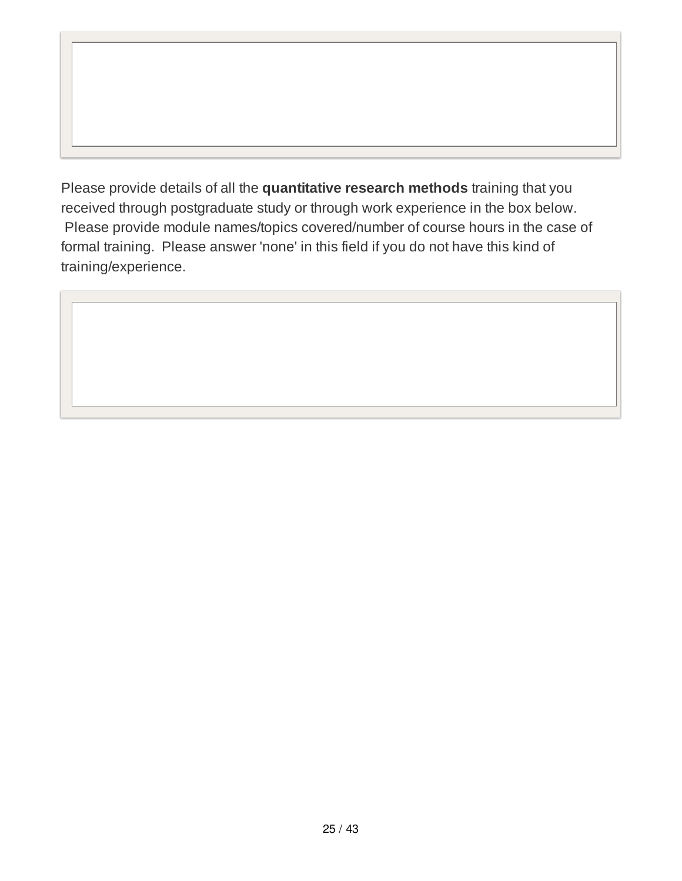Please provide details of all the **quantitative research methods** training that you received through postgraduate study or through work experience in the box below. Please provide module names/topics covered/number of course hours in the case of formal training. Please answer 'none' in this field if you do not have this kind of training/experience.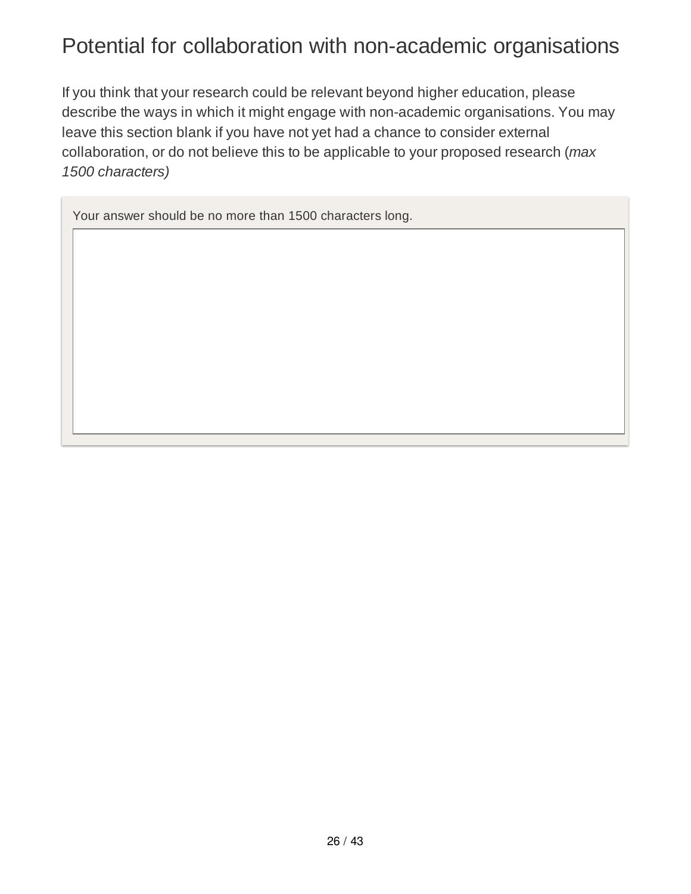# Potential for collaboration with non-academic organisations

If you think that your research could be relevant beyond higher education, please describe the ways in which it might engage with non-academic organisations. You may leave this section blank if you have not yet had a chance to consider external collaboration, or do not believe this to be applicable to your proposed research (*max 1500 characters)*

Your answer should be no more than 1500 characters long.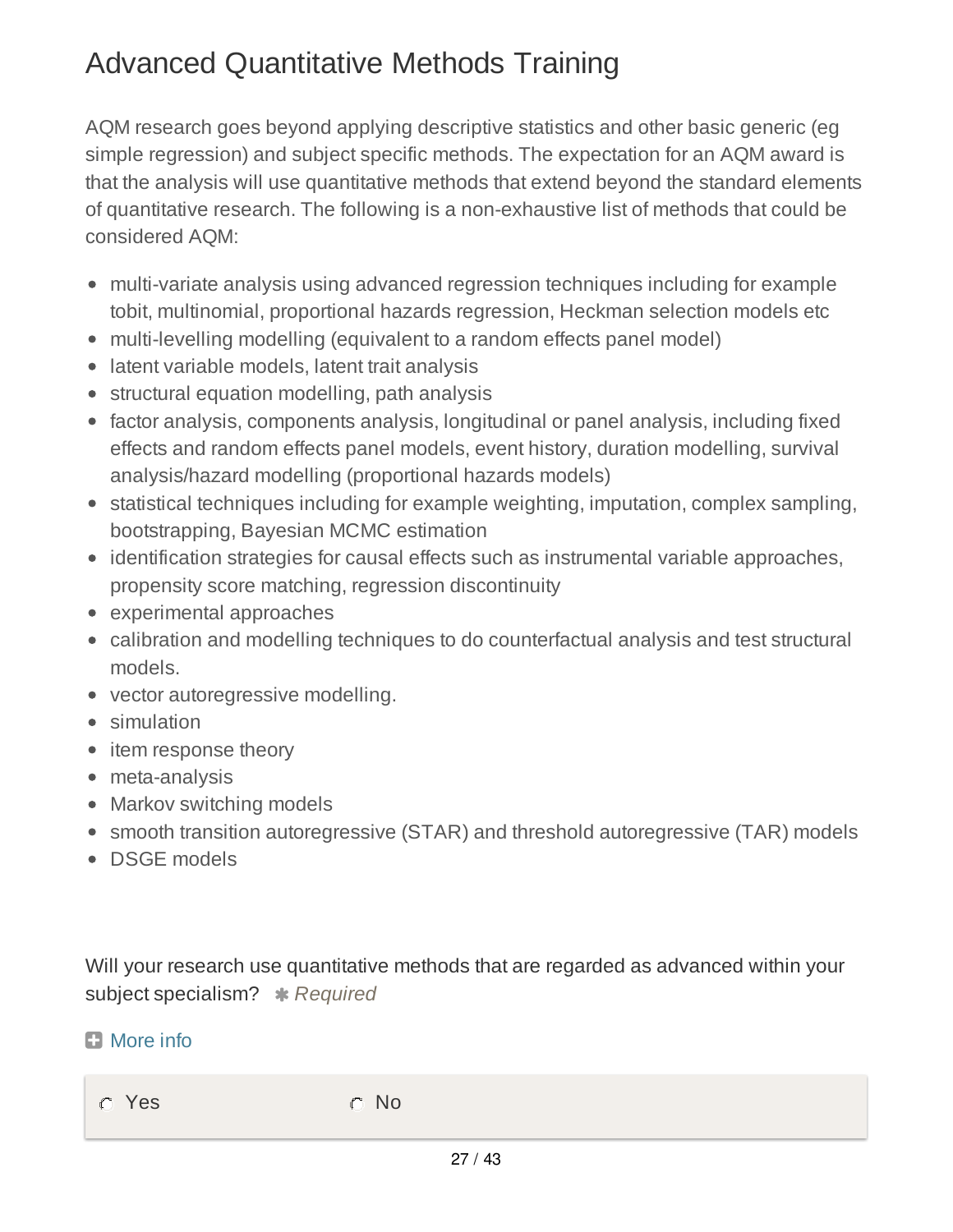# Advanced Quantitative Methods Training

AQM research goes beyond applying descriptive statistics and other basic generic (eg simple regression) and subject specific methods. The expectation for an AQM award is that the analysis will use quantitative methods that extend beyond the standard elements of quantitative research. The following is a non-exhaustive list of methods that could be considered AQM:

- multi-variate analysis using advanced regression techniques including for example tobit, multinomial, proportional hazards regression, Heckman selection models etc
- multi-levelling modelling (equivalent to a random effects panel model)
- latent variable models, latent trait analysis
- structural equation modelling, path analysis
- factor analysis, components analysis, longitudinal or panel analysis, including fixed effects and random effects panel models, event history, duration modelling, survival analysis/hazard modelling (proportional hazards models)
- statistical techniques including for example weighting, imputation, complex sampling, bootstrapping, Bayesian MCMC estimation
- identification strategies for causal effects such as instrumental variable approaches, propensity score matching, regression discontinuity
- experimental approaches
- calibration and modelling techniques to do counterfactual analysis and test structural models.
- vector autoregressive modelling.
- simulation
- item response theory
- meta-analysis
- Markov switching models
- smooth transition autoregressive (STAR) and threshold autoregressive (TAR) models
- DSGE models

Will your research use quantitative methods that are regarded as advanced within your subject specialism? ✱ *Required*

More info

○ Yes ○ No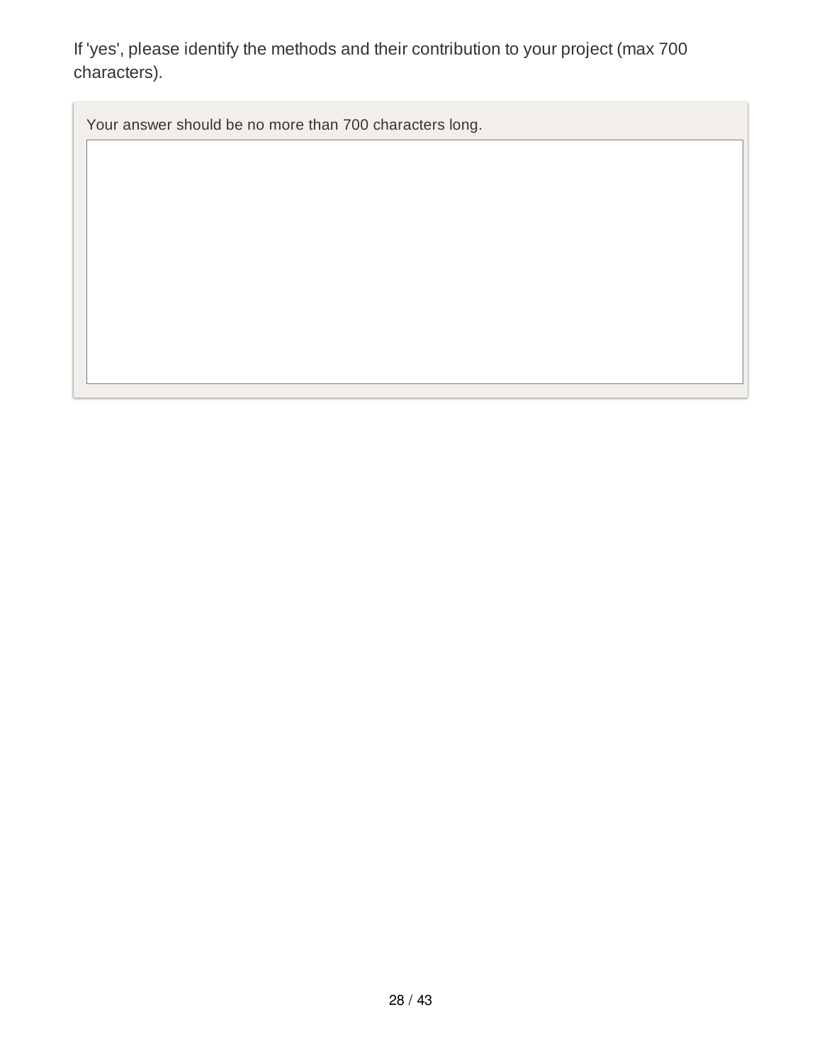If 'yes', please identify the methods and their contribution to your project (max 700 characters).

Your answer should be no more than 700 characters long.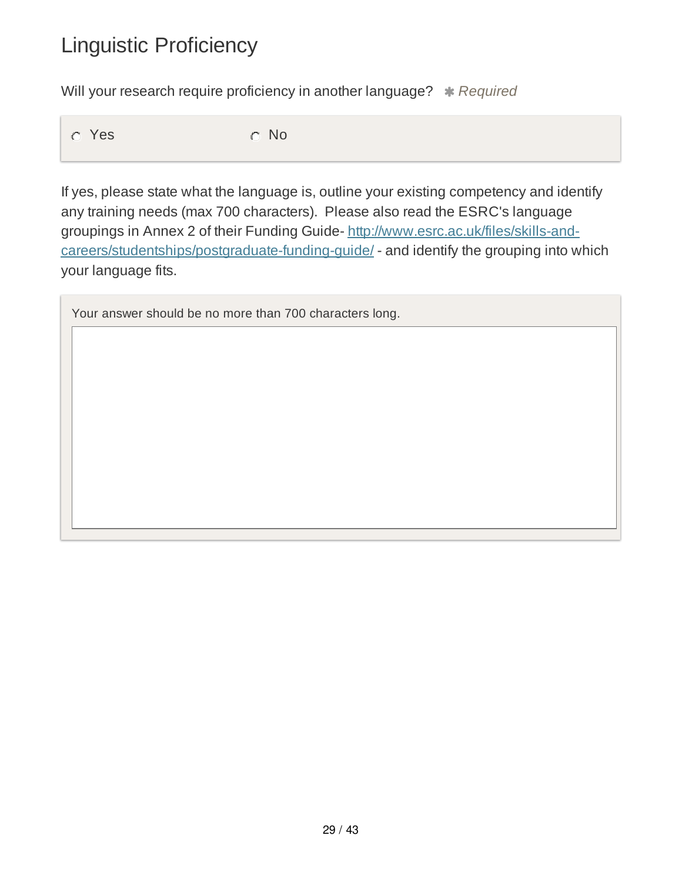# Linguistic Proficiency

Will your research require proficiency in another language? ✱ *Required*

○ Yes ○ No

If yes, please state what the language is, outline your existing competency and identify any training needs (max 700 characters). Please also read the ESRC's language groupings in Annex 2 of their Funding Guide- [http://www.esrc.ac.uk/files/skills-and-careers/studentships/postgraduate-funding-guide/](http://www.esrc.ac.uk/files/skills-and-careers/studentships/postgraduate-funding-guide/) - and identify the grouping into which your language fits.

Your answer should be no more than 700 characters long.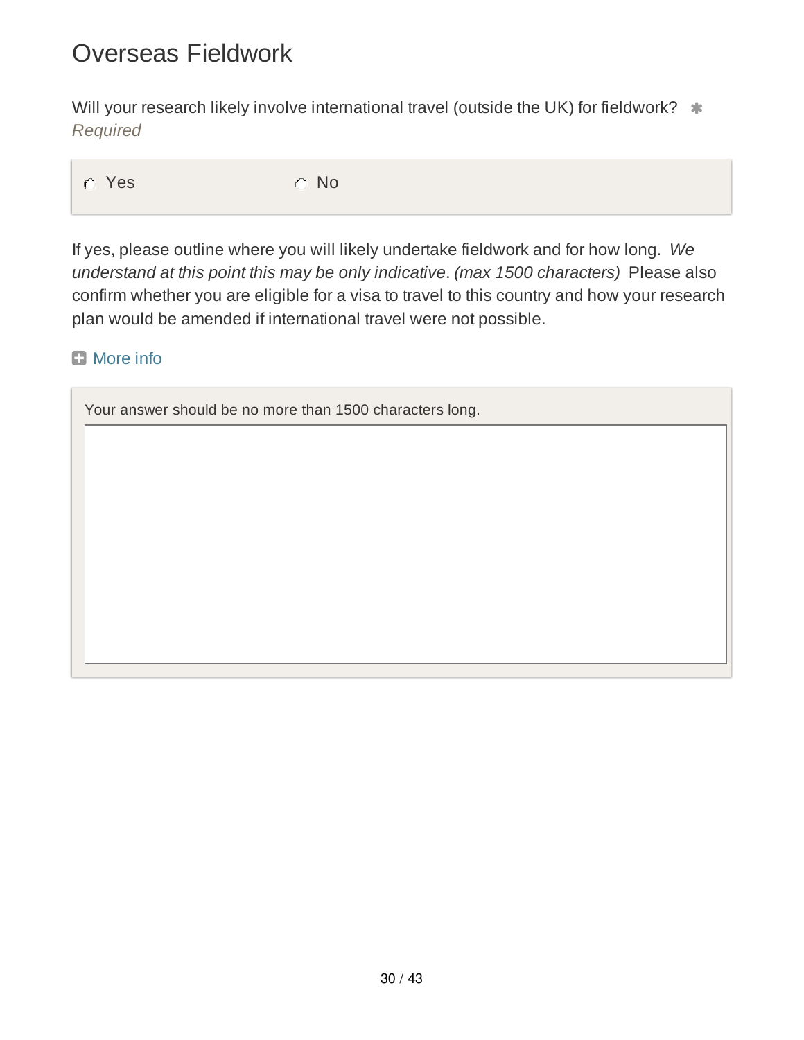# Overseas Fieldwork

Will your research likely involve international travel (outside the UK) for fieldwork? *
*Required*

- ○ Yes
- ○ No

If yes, please outline where you will likely undertake fieldwork and for how long. *We understand at this point this may be only indicative*. *(max 1500 characters)* Please also confirm whether you are eligible for a visa to travel to this country and how your research plan would be amended if international travel were not possible.

More info

Your answer should be no more than 1500 characters long.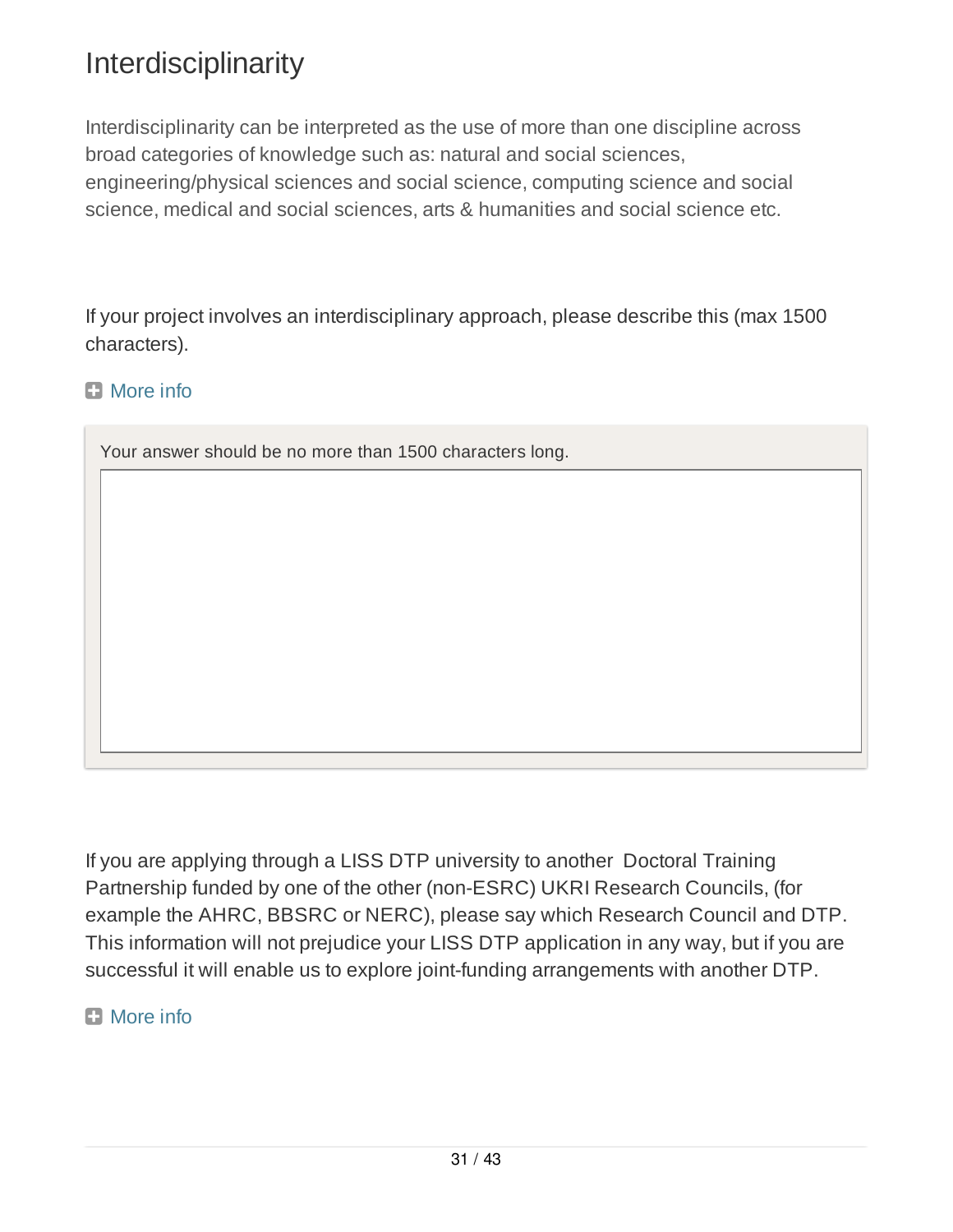# Interdisciplinarity

Interdisciplinarity can be interpreted as the use of more than one discipline across broad categories of knowledge such as: natural and social sciences, engineering/physical sciences and social science, computing science and social science, medical and social sciences, arts & humanities and social science etc.

If your project involves an interdisciplinary approach, please describe this (max 1500 characters).

More info

Your answer should be no more than 1500 characters long.

If you are applying through a LISS DTP university to another Doctoral Training Partnership funded by one of the other (non-ESRC) UKRI Research Councils, (for example the AHRC, BBSRC or NERC), please say which Research Council and DTP. This information will not prejudice your LISS DTP application in any way, but if you are successful it will enable us to explore joint-funding arrangements with another DTP.

More info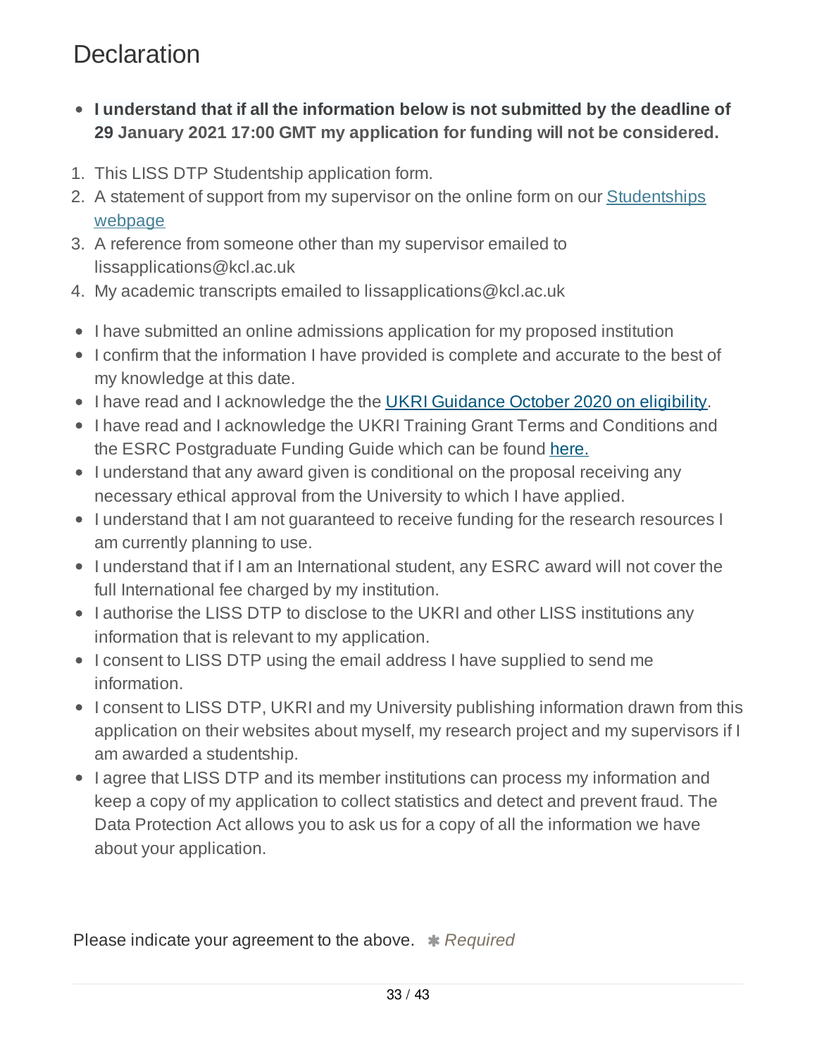# Declaration

- **I understand that if all the information below is not submitted by the deadline of 29 January 2021 17:00 GMT my application for funding will not be considered.**

1. This LISS DTP Studentship application form.
2. A statement of support from my supervisor on the online form on our [Studentships webpage]()
3. A reference from someone other than my supervisor emailed to lissapplications@kcl.ac.uk
4. My academic transcripts emailed to lissapplications@kcl.ac.uk

- I have submitted an online admissions application for my proposed institution
- I confirm that the information I have provided is complete and accurate to the best of my knowledge at this date.
- I have read and I acknowledge the the [UKRI Guidance October 2020 on eligibility]().
- I have read and I acknowledge the UKRI Training Grant Terms and Conditions and the ESRC Postgraduate Funding Guide which can be found [here.]()
- I understand that any award given is conditional on the proposal receiving any necessary ethical approval from the University to which I have applied.
- I understand that I am not guaranteed to receive funding for the research resources I am currently planning to use.
- I understand that if I am an International student, any ESRC award will not cover the full International fee charged by my institution.
- I authorise the LISS DTP to disclose to the UKRI and other LISS institutions any information that is relevant to my application.
- I consent to LISS DTP using the email address I have supplied to send me information.
- I consent to LISS DTP, UKRI and my University publishing information drawn from this application on their websites about myself, my research project and my supervisors if I am awarded a studentship.
- I agree that LISS DTP and its member institutions can process my information and keep a copy of my application to collect statistics and detect and prevent fraud. The Data Protection Act allows you to ask us for a copy of all the information we have about your application.

Please indicate your agreement to the above. ✱ *Required*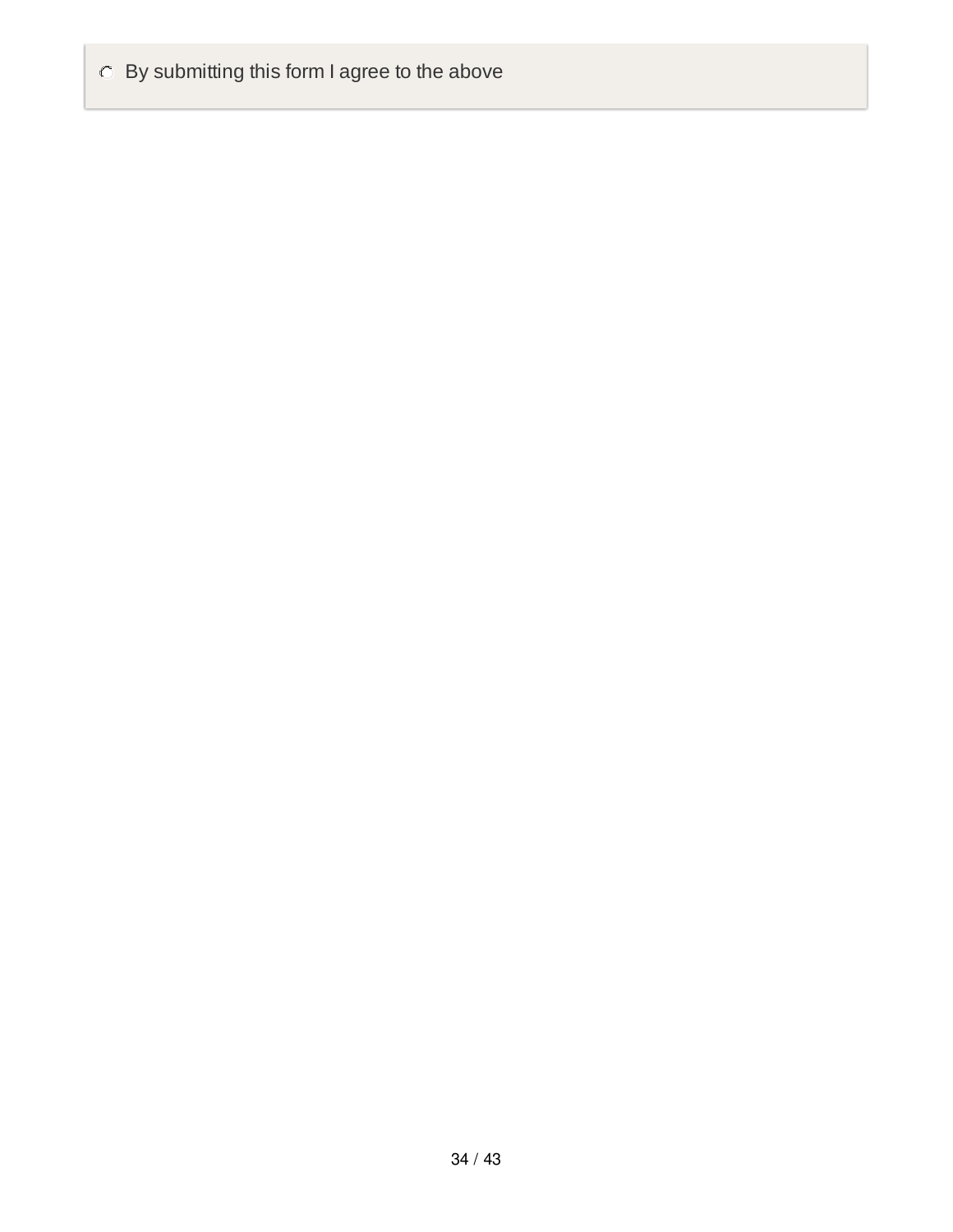- [ ] By submitting this form I agree to the above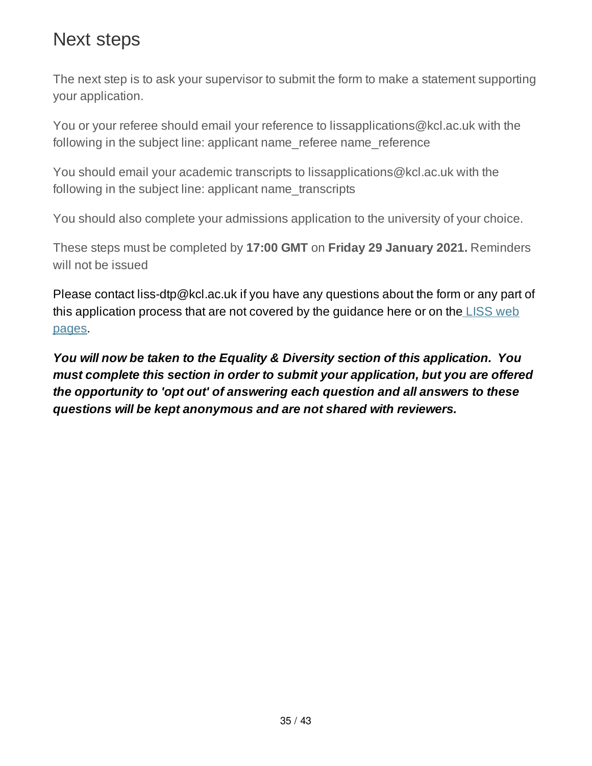# Next steps

The next step is to ask your supervisor to submit the form to make a statement supporting your application.

You or your referee should email your reference to lissapplications@kcl.ac.uk with the following in the subject line: applicant name_referee name_reference

You should email your academic transcripts to lissapplications@kcl.ac.uk with the following in the subject line: applicant name_transcripts

You should also complete your admissions application to the university of your choice.

These steps must be completed by **17:00 GMT** on **Friday 29 January 2021.** Reminders will not be issued

Please contact liss-dtp@kcl.ac.uk if you have any questions about the form or any part of this application process that are not covered by the guidance here or on the [LISS web pages](#).

***You will now be taken to the Equality & Diversity section of this application. You must complete this section in order to submit your application, but you are offered the opportunity to 'opt out' of answering each question and all answers to these questions will be kept anonymous and are not shared with reviewers.***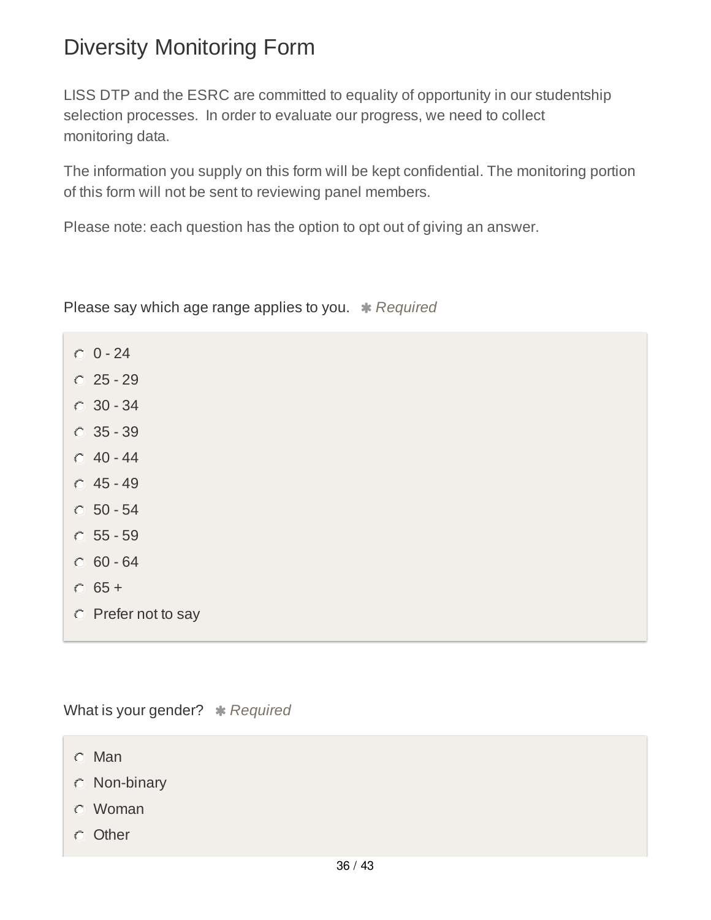# Diversity Monitoring Form

LISS DTP and the ESRC are committed to equality of opportunity in our studentship selection processes. In order to evaluate our progress, we need to collect monitoring data.

The information you supply on this form will be kept confidential. The monitoring portion of this form will not be sent to reviewing panel members.

Please note: each question has the option to opt out of giving an answer.

Please say which age range applies to you. ✱ *Required*

- 0 - 24
- 25 - 29
- 30 - 34
- 35 - 39
- 40 - 44
- 45 - 49
- 50 - 54
- 55 - 59
- 60 - 64
- 65 +
- Prefer not to say

What is your gender? ✱ *Required*

- Man
- Non-binary
- Woman
- Other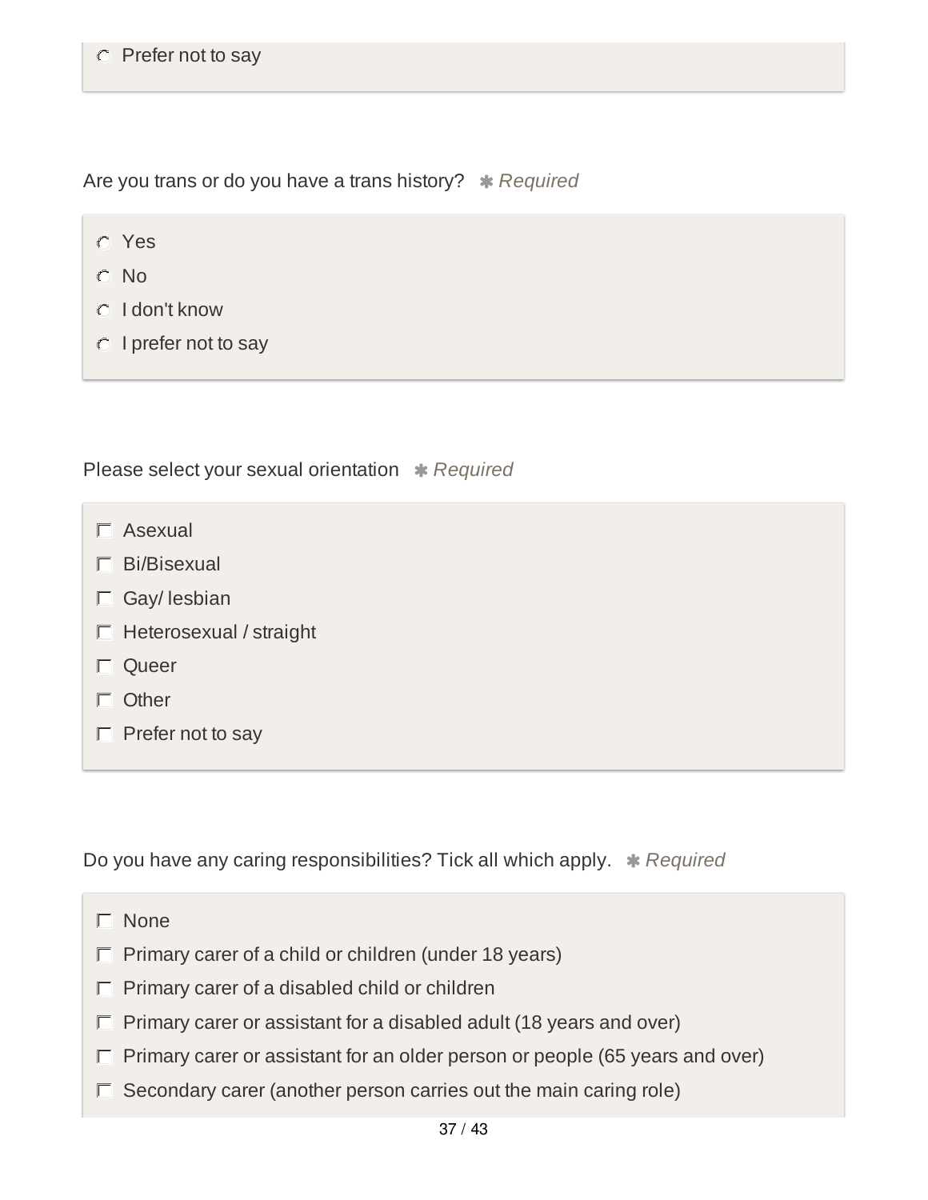- Prefer not to say

Are you trans or do you have a trans history? * *Required*

- Yes
- No
- I don't know
- I prefer not to say

Please select your sexual orientation * *Required*

- [ ] Asexual
- [ ] Bi/Bisexual
- [ ] Gay/ lesbian
- [ ] Heterosexual / straight
- [ ] Queer
- [ ] Other
- [ ] Prefer not to say

Do you have any caring responsibilities? Tick all which apply. * *Required*

- [ ] None
- [ ] Primary carer of a child or children (under 18 years)
- [ ] Primary carer of a disabled child or children
- [ ] Primary carer or assistant for a disabled adult (18 years and over)
- [ ] Primary carer or assistant for an older person or people (65 years and over)
- [ ] Secondary carer (another person carries out the main caring role)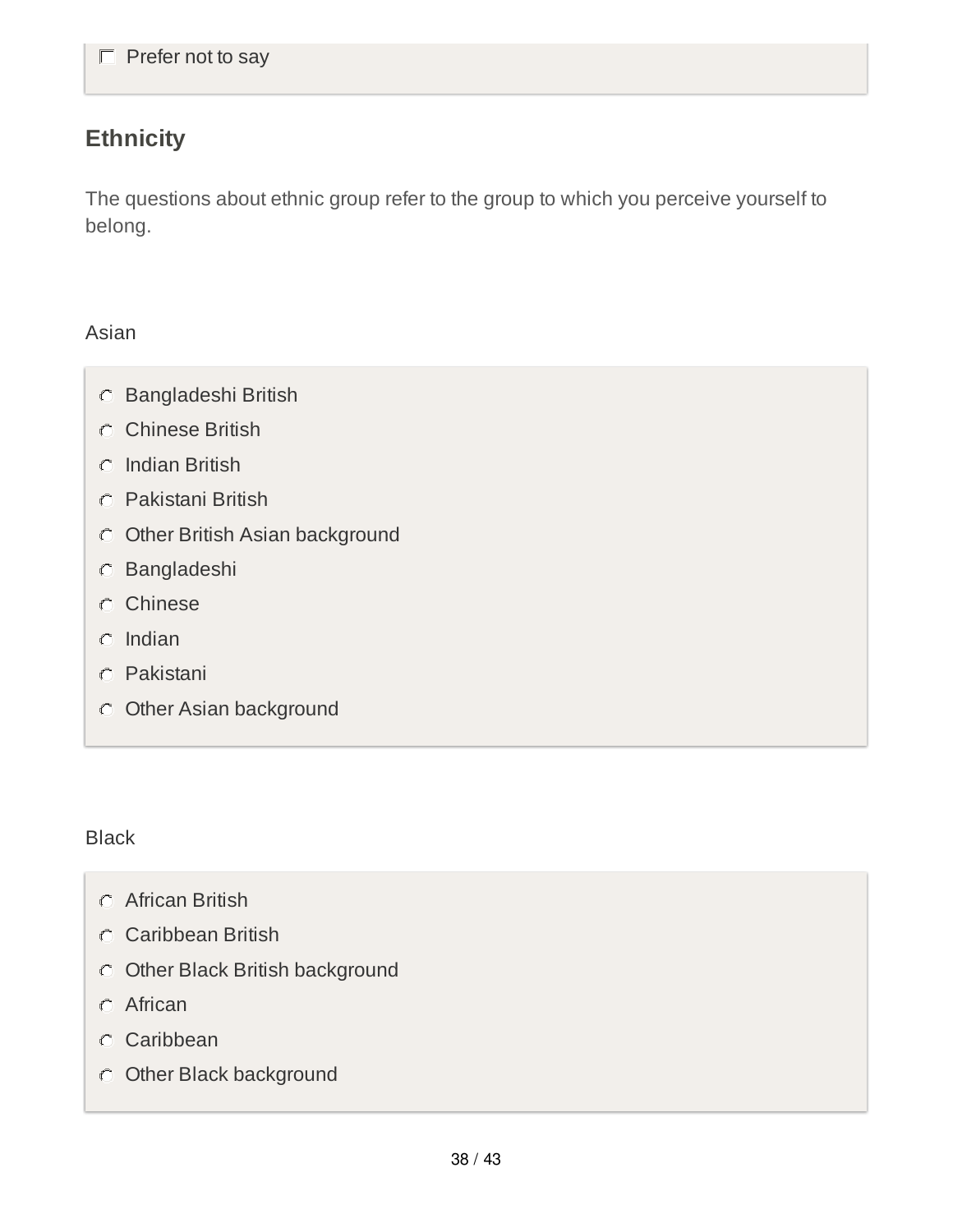- [ ] Prefer not to say

## Ethnicity

The questions about ethnic group refer to the group to which you perceive yourself to belong.

Asian

- ○ Bangladeshi British
- ○ Chinese British
- ○ Indian British
- ○ Pakistani British
- ○ Other British Asian background
- ○ Bangladeshi
- ○ Chinese
- ○ Indian
- ○ Pakistani
- ○ Other Asian background

Black

- ○ African British
- ○ Caribbean British
- ○ Other Black British background
- ○ African
- ○ Caribbean
- ○ Other Black background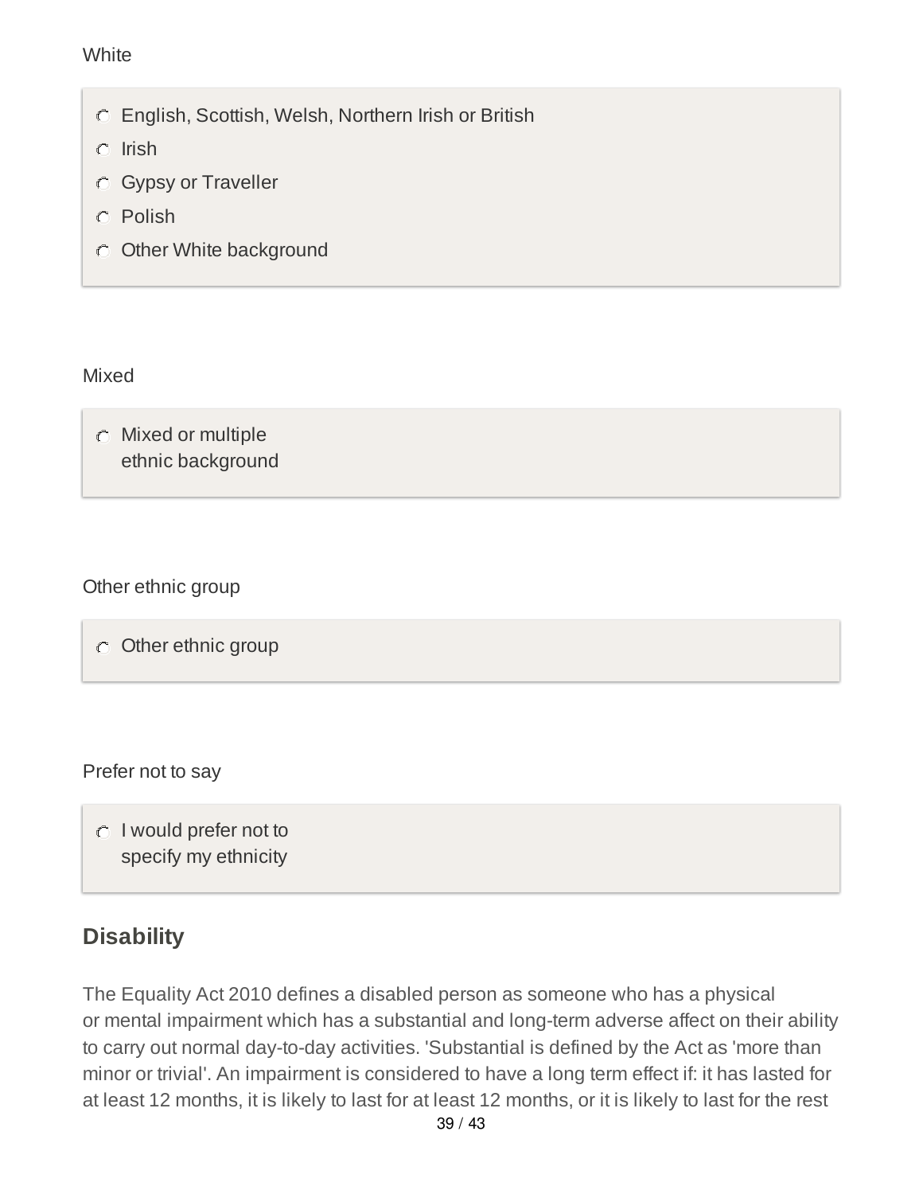White

- English, Scottish, Welsh, Northern Irish or British
- Irish
- Gypsy or Traveller
- Polish
- Other White background

Mixed

- Mixed or multiple ethnic background

Other ethnic group

- Other ethnic group

Prefer not to say

- I would prefer not to specify my ethnicity

## Disability

The Equality Act 2010 defines a disabled person as someone who has a physical or mental impairment which has a substantial and long-term adverse affect on their ability to carry out normal day-to-day activities. 'Substantial is defined by the Act as 'more than minor or trivial'. An impairment is considered to have a long term effect if: it has lasted for at least 12 months, it is likely to last for at least 12 months, or it is likely to last for the rest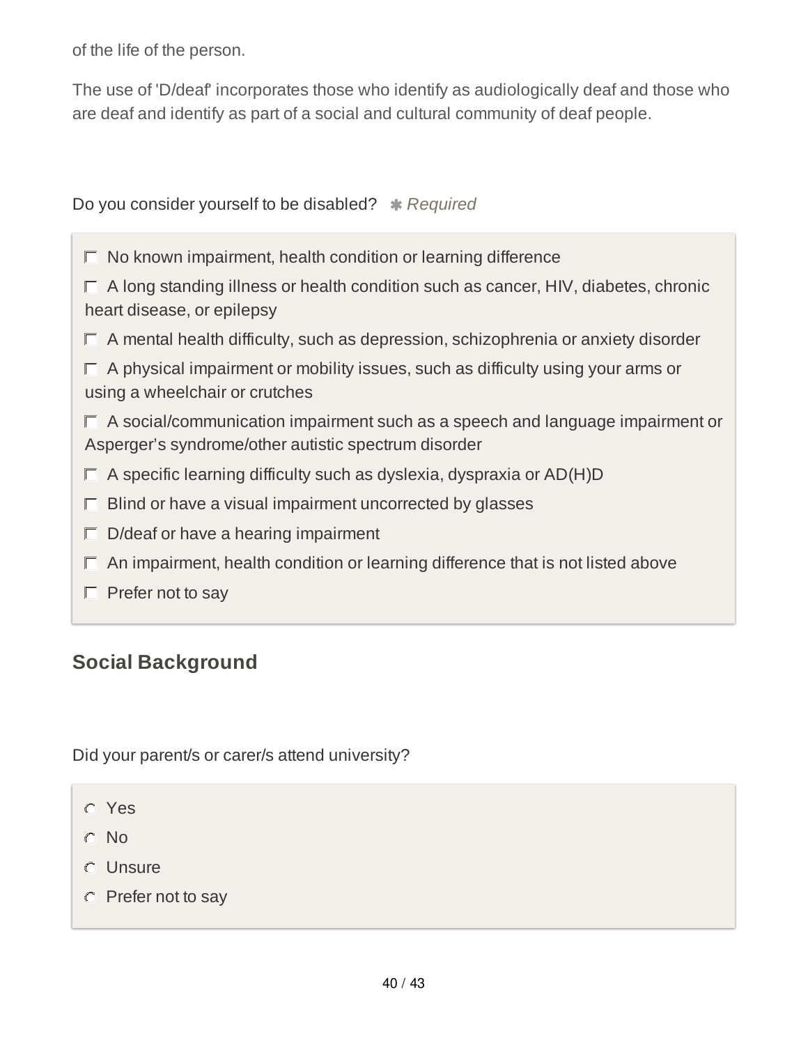of the life of the person.

The use of 'D/deaf' incorporates those who identify as audiologically deaf and those who are deaf and identify as part of a social and cultural community of deaf people.

Do you consider yourself to be disabled? ✱ *Required*

- ☐ No known impairment, health condition or learning difference
- ☐ A long standing illness or health condition such as cancer, HIV, diabetes, chronic heart disease, or epilepsy
- ☐ A mental health difficulty, such as depression, schizophrenia or anxiety disorder
- ☐ A physical impairment or mobility issues, such as difficulty using your arms or using a wheelchair or crutches
- ☐ A social/communication impairment such as a speech and language impairment or Asperger's syndrome/other autistic spectrum disorder
- ☐ A specific learning difficulty such as dyslexia, dyspraxia or AD(H)D
- ☐ Blind or have a visual impairment uncorrected by glasses
- ☐ D/deaf or have a hearing impairment
- ☐ An impairment, health condition or learning difference that is not listed above
- ☐ Prefer not to say

## Social Background

Did your parent/s or carer/s attend university?

- ○ Yes
- ○ No
- ○ Unsure
- ○ Prefer not to say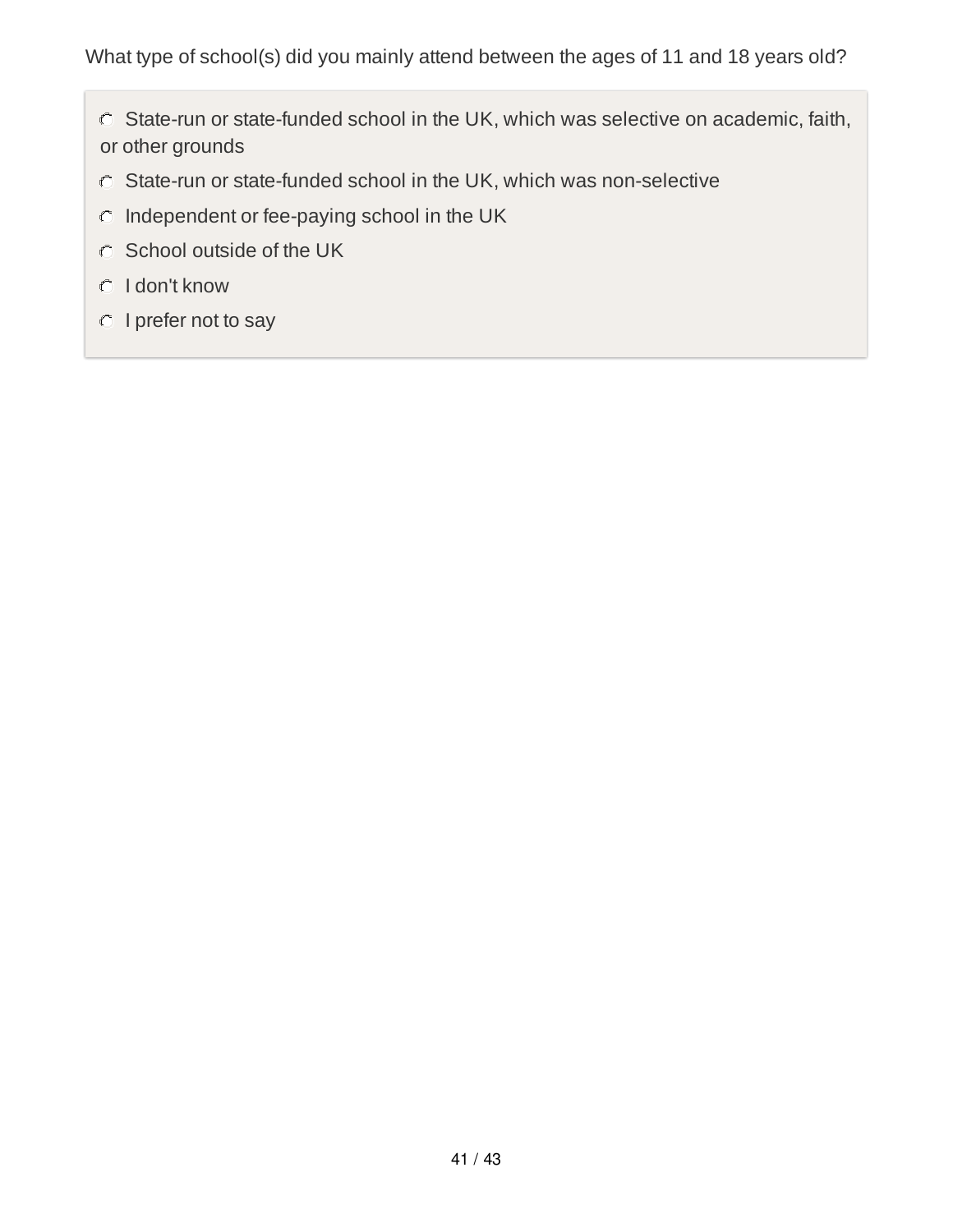What type of school(s) did you mainly attend between the ages of 11 and 18 years old?

- State-run or state-funded school in the UK, which was selective on academic, faith, or other grounds
- State-run or state-funded school in the UK, which was non-selective
- Independent or fee-paying school in the UK
- School outside of the UK
- I don't know
- I prefer not to say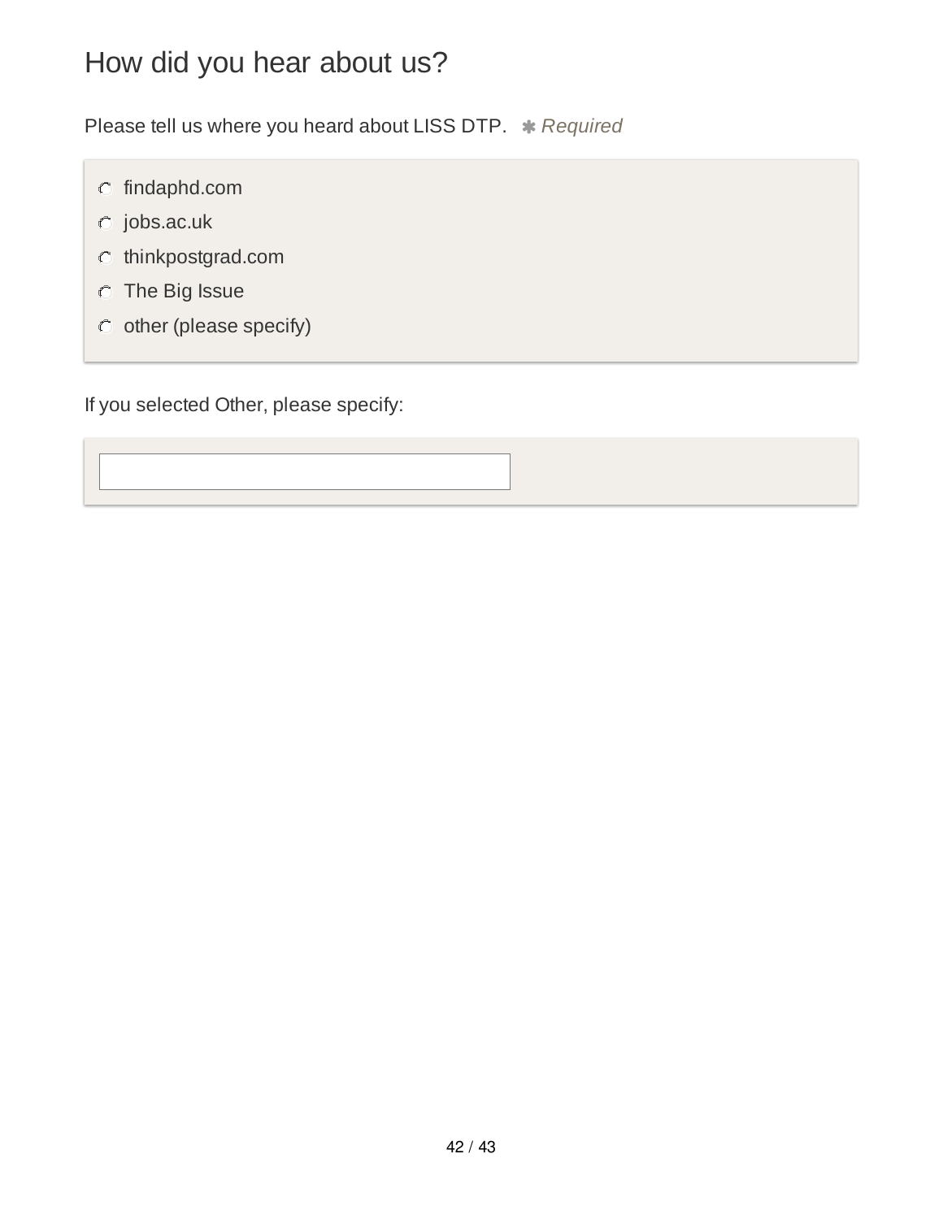# How did you hear about us?

Please tell us where you heard about LISS DTP. ✱ *Required*

- ○ findaphd.com
- ○ jobs.ac.uk
- ○ thinkpostgrad.com
- ○ The Big Issue
- ○ other (please specify)

If you selected Other, please specify:

\_\_\_\_\_\_\_\_\_\_\_\_\_\_\_\_\_\_\_\_\_\_\_\_\_\_\_\_\_\_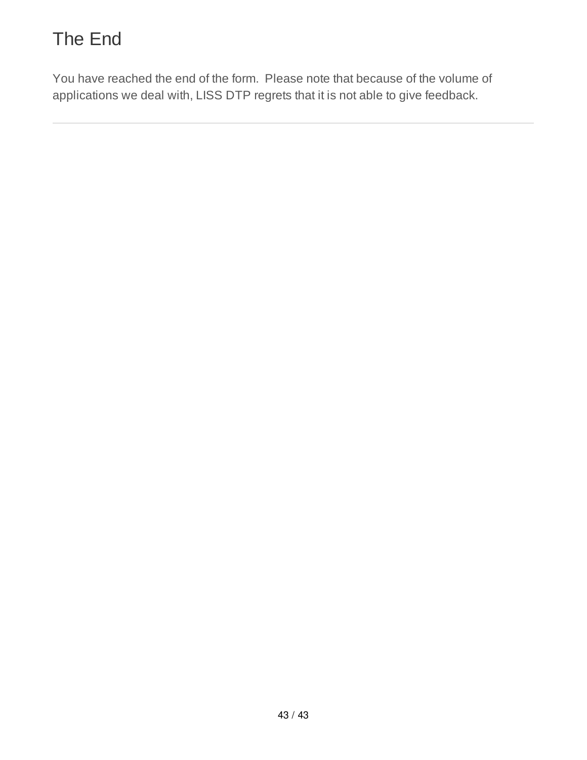# The End

You have reached the end of the form.  Please note that because of the volume of applications we deal with, LISS DTP regrets that it is not able to give feedback.

---